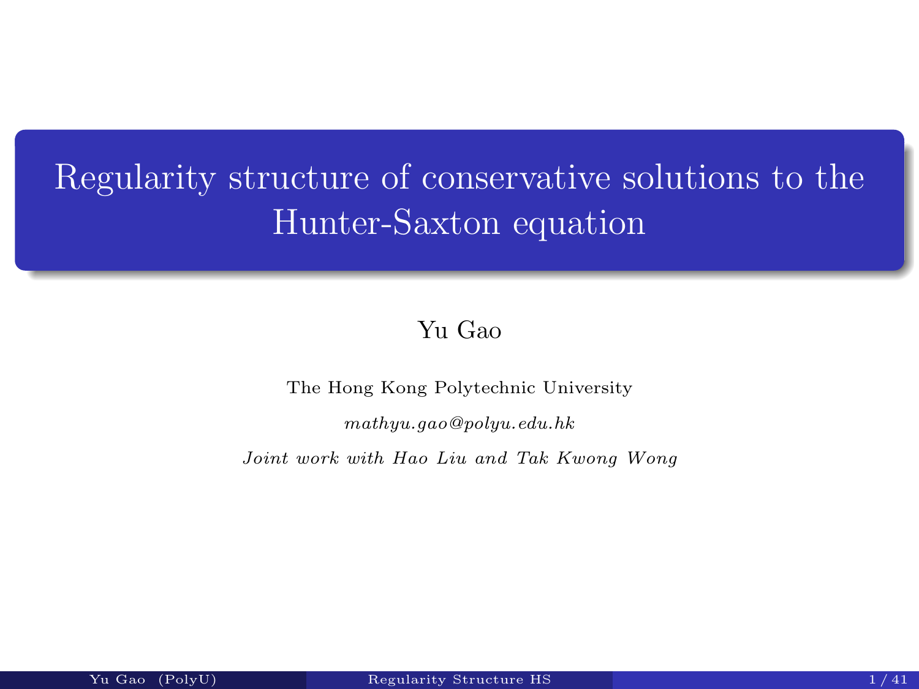# Regularity structure of conservative solutions to the Hunter-Saxton equation

Yu Gao

The Hong Kong Polytechnic University

*mathyu.gao@polyu.edu.hk*

*Joint work with Hao Liu and Tak Kwong Wong*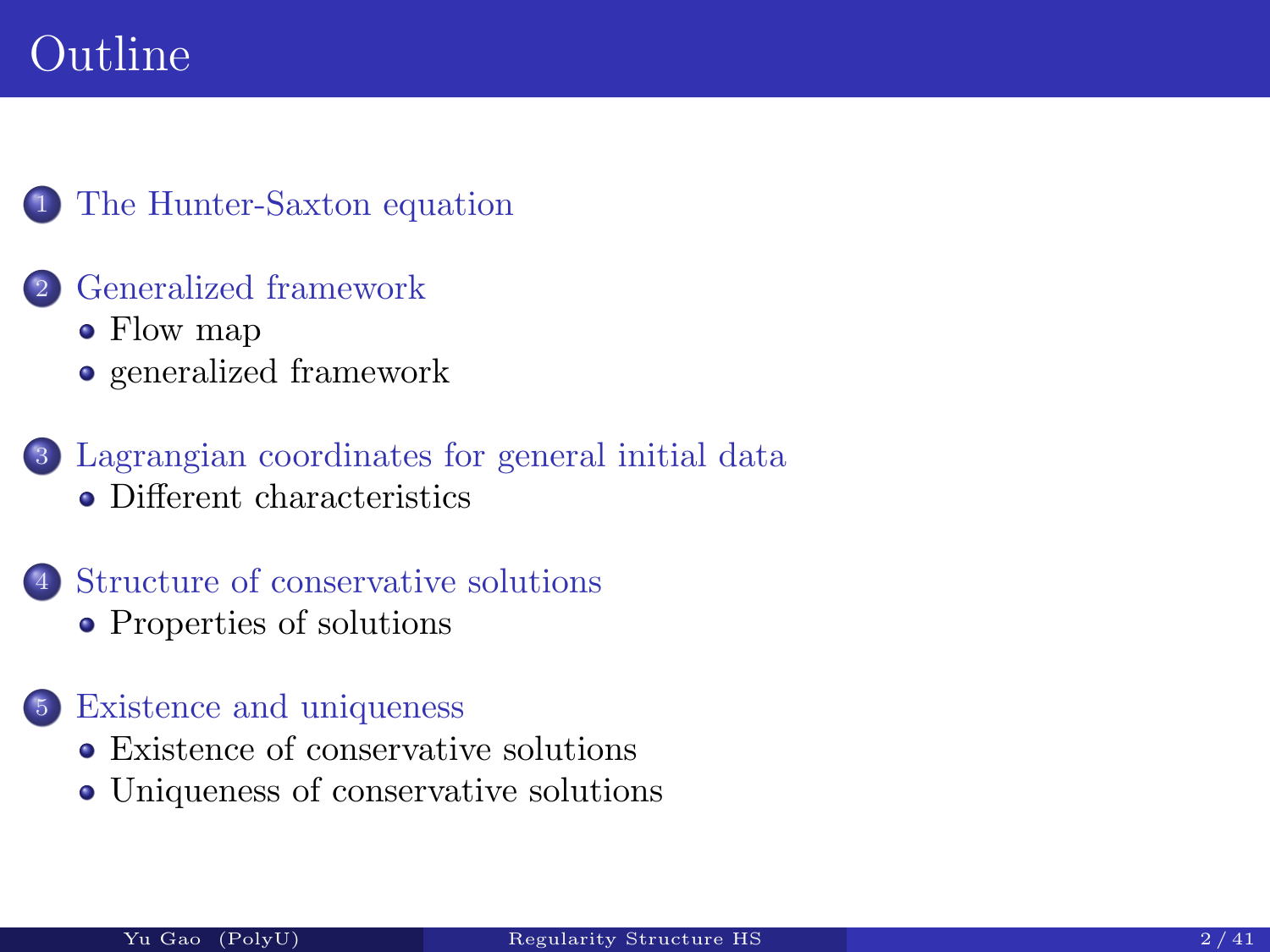# Outline

1. The Hunter-Saxton equation
2. Generalized framework
   - Flow map
   - generalized framework
3. Lagrangian coordinates for general initial data
   - Different characteristics
4. Structure of conservative solutions
   - Properties of solutions
5. Existence and uniqueness
   - Existence of conservative solutions
   - Uniqueness of conservative solutions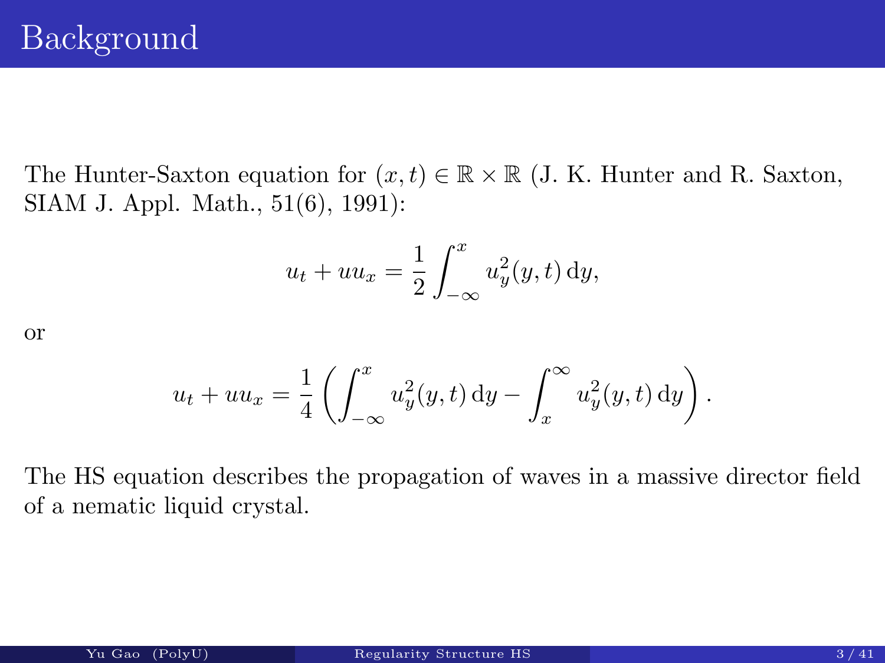# Background

The Hunter-Saxton equation for $(x,t) \in \mathbb{R} \times \mathbb{R}$ (J. K. Hunter and R. Saxton, SIAM J. Appl. Math., 51(6), 1991):

$$u_t + uu_x = \frac{1}{2}\int_{-\infty}^{x} u_y^2(y,t)\,\mathrm{d}y,$$

or

$$u_t + uu_x = \frac{1}{4}\left(\int_{-\infty}^{x} u_y^2(y,t)\,\mathrm{d}y - \int_{x}^{\infty} u_y^2(y,t)\,\mathrm{d}y\right).$$

The HS equation describes the propagation of waves in a massive director field of a nematic liquid crystal.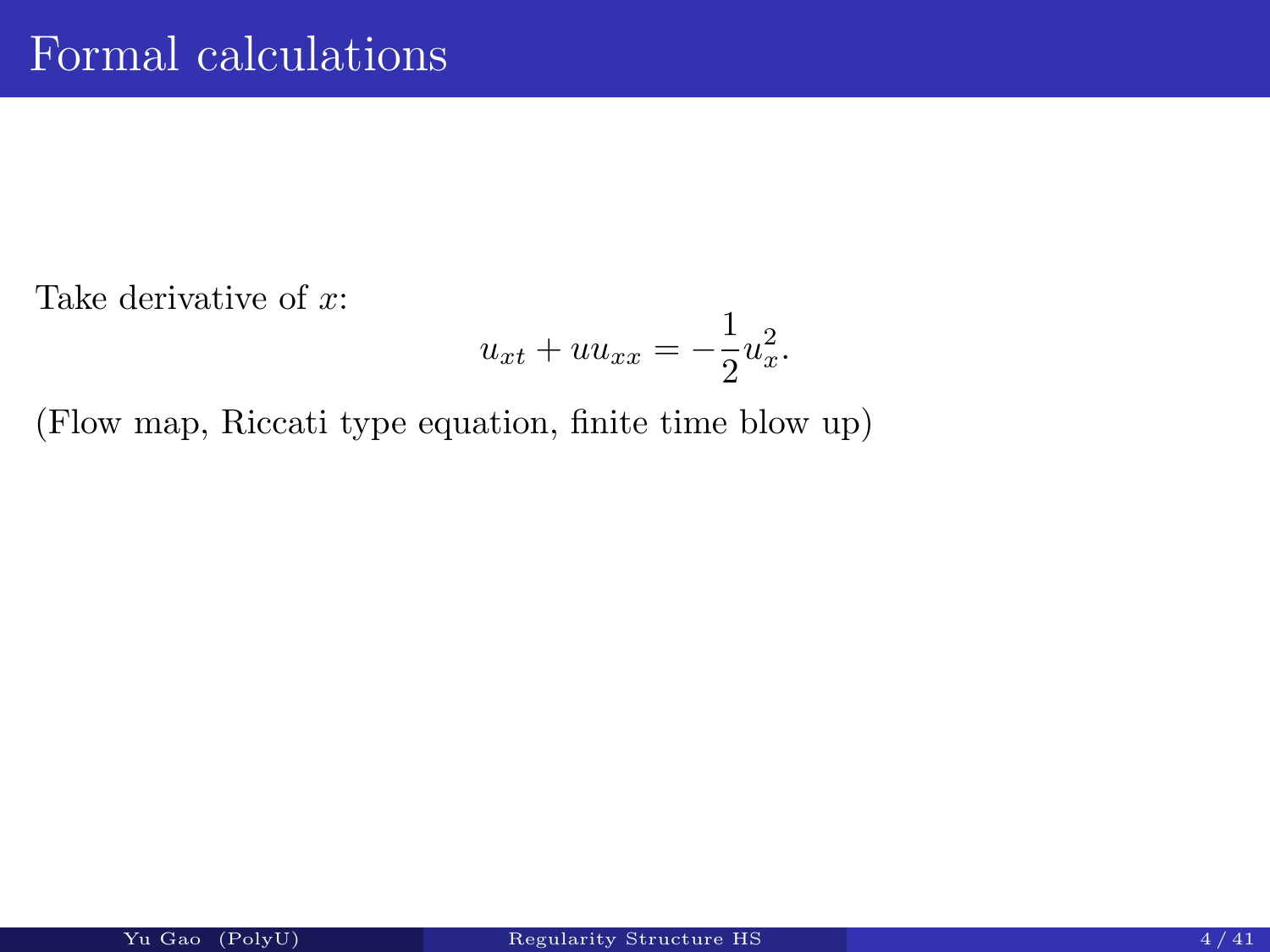# Formal calculations

Take derivative of $x$:

$$u_{xt} + uu_{xx} = -\frac{1}{2}u_x^2.$$

(Flow map, Riccati type equation, finite time blow up)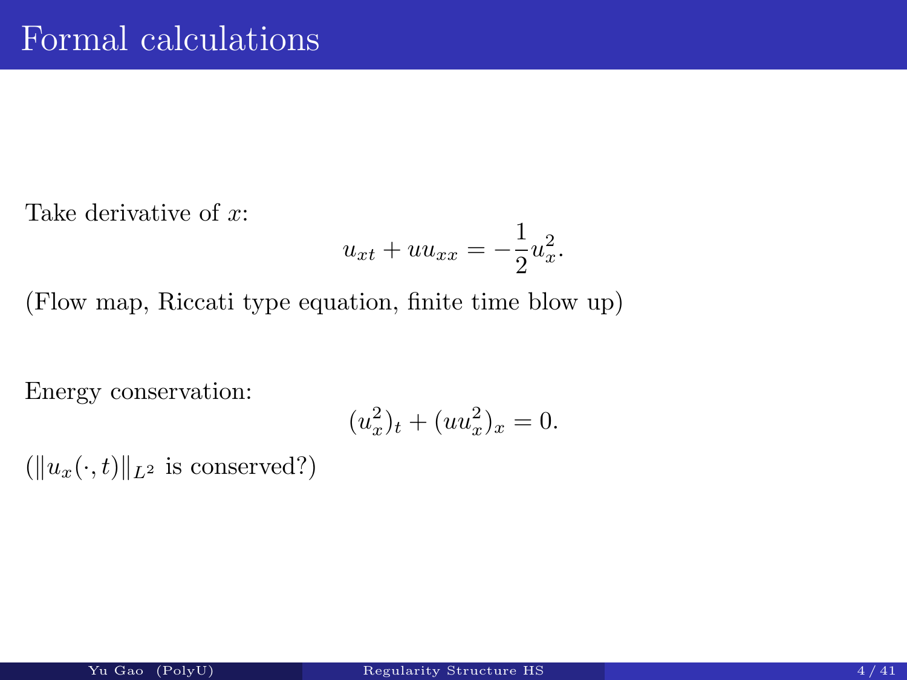# Formal calculations

Take derivative of $x$:

$$u_{xt} + uu_{xx} = -\frac{1}{2}u_x^2.$$

(Flow map, Riccati type equation, finite time blow up)

Energy conservation:

$$(u_x^2)_t + (uu_x^2)_x = 0.$$

($\|u_x(\cdot, t)\|_{L^2}$ is conserved?)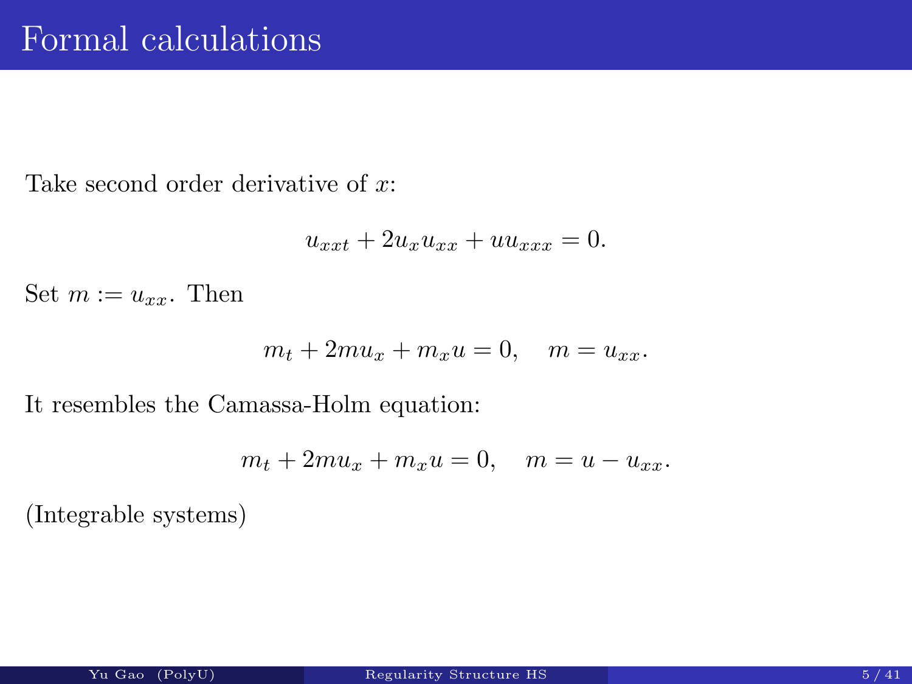# Formal calculations

Take second order derivative of $x$:

$$u_{xxt} + 2u_x u_{xx} + u u_{xxx} = 0.$$

Set $m := u_{xx}$. Then

$$m_t + 2mu_x + m_x u = 0, \quad m = u_{xx}.$$

It resembles the Camassa-Holm equation:

$$m_t + 2mu_x + m_x u = 0, \quad m = u - u_{xx}.$$

(Integrable systems)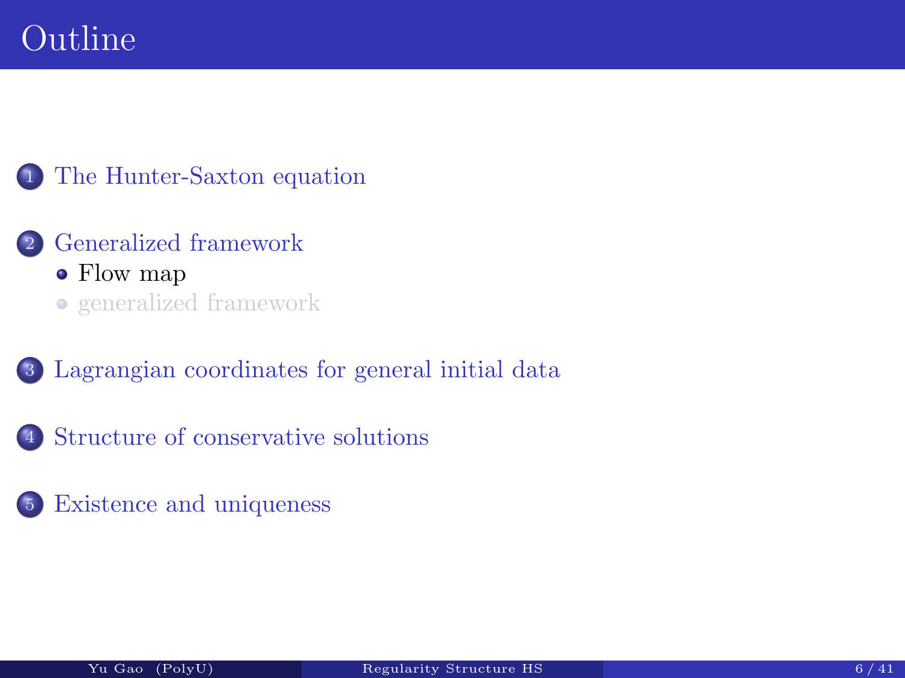# Outline

1. The Hunter-Saxton equation
2. Generalized framework
   - Flow map
   - generalized framework
3. Lagrangian coordinates for general initial data
4. Structure of conservative solutions
5. Existence and uniqueness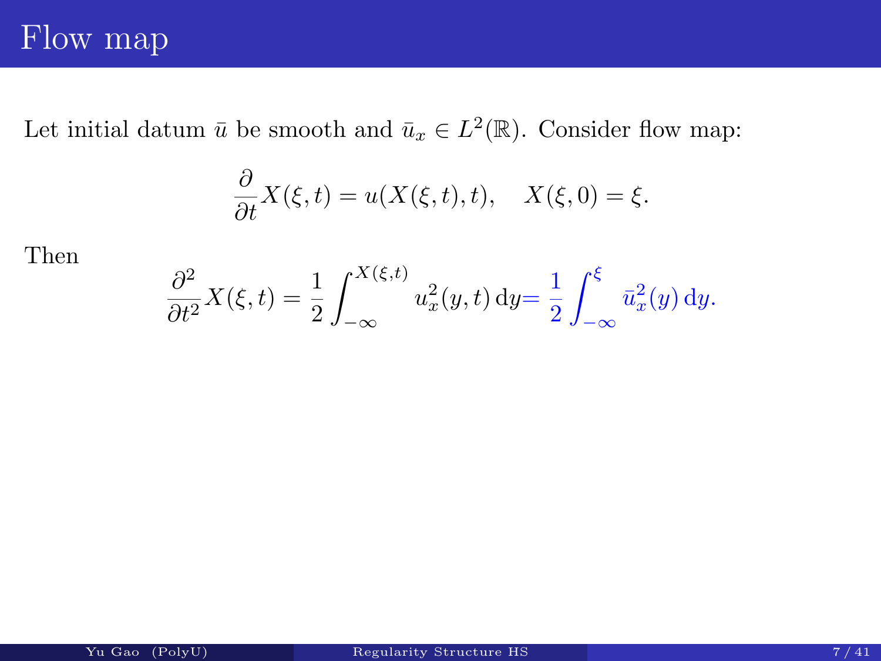# Flow map

Let initial datum $\bar{u}$ be smooth and $\bar{u}_x \in L^2(\mathbb{R})$. Consider flow map:

$$\frac{\partial}{\partial t} X(\xi, t) = u(X(\xi, t), t), \quad X(\xi, 0) = \xi.$$

Then

$$\frac{\partial^2}{\partial t^2} X(\xi, t) = \frac{1}{2} \int_{-\infty}^{X(\xi,t)} u_x^2(y, t)\, \mathrm{d}y = \frac{1}{2} \int_{-\infty}^{\xi} \bar{u}_x^2(y)\, \mathrm{d}y.$$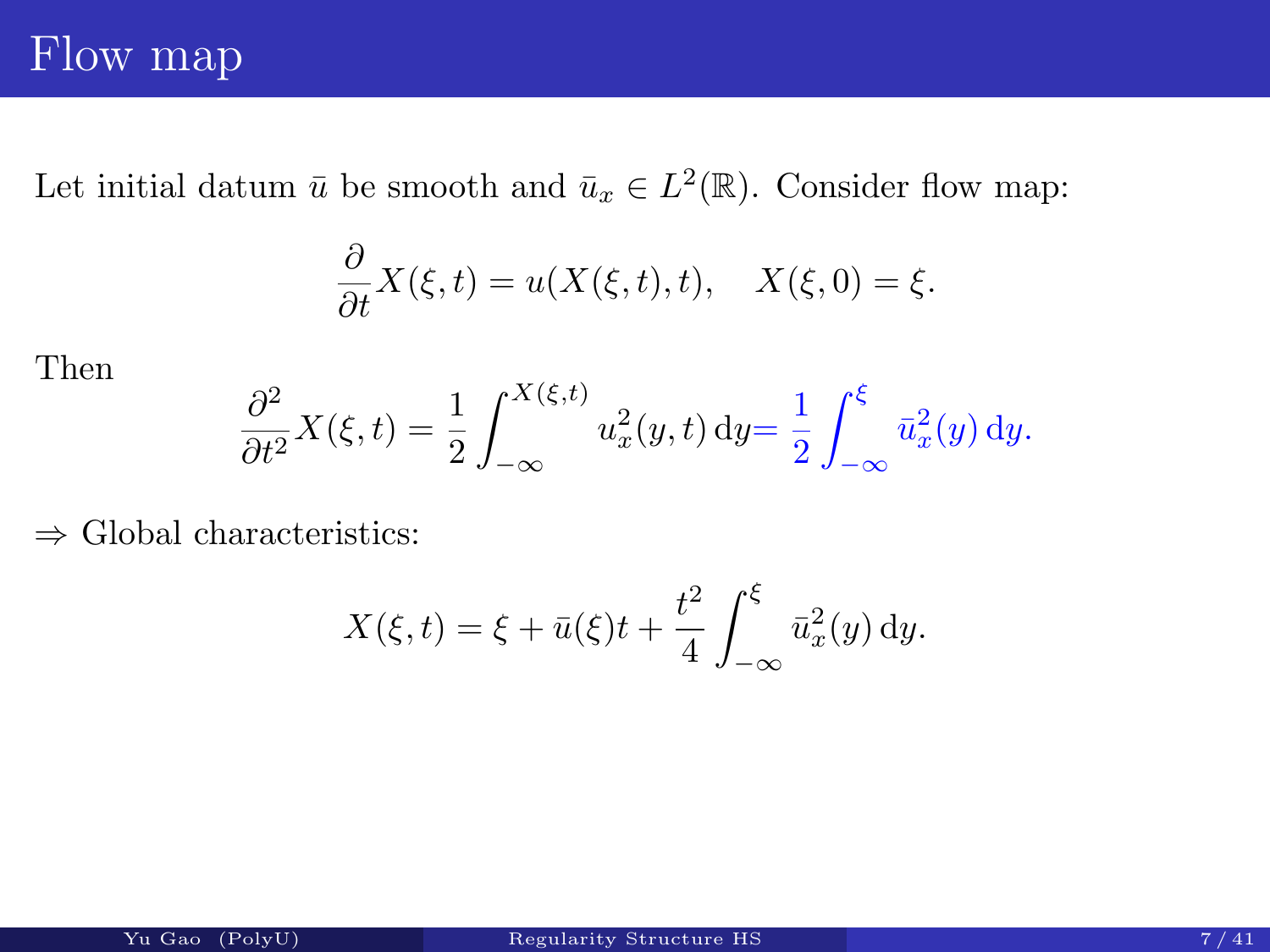# Flow map

Let initial datum $\bar{u}$ be smooth and $\bar{u}_x \in L^2(\mathbb{R})$. Consider flow map:

$$\frac{\partial}{\partial t} X(\xi, t) = u(X(\xi, t), t), \quad X(\xi, 0) = \xi.$$

Then

$$\frac{\partial^2}{\partial t^2} X(\xi, t) = \frac{1}{2} \int_{-\infty}^{X(\xi,t)} u_x^2(y, t) \, \mathrm{d}y = \frac{1}{2} \int_{-\infty}^{\xi} \bar{u}_x^2(y) \, \mathrm{d}y.$$

$\Rightarrow$ Global characteristics:

$$X(\xi, t) = \xi + \bar{u}(\xi) t + \frac{t^2}{4} \int_{-\infty}^{\xi} \bar{u}_x^2(y) \, \mathrm{d}y.$$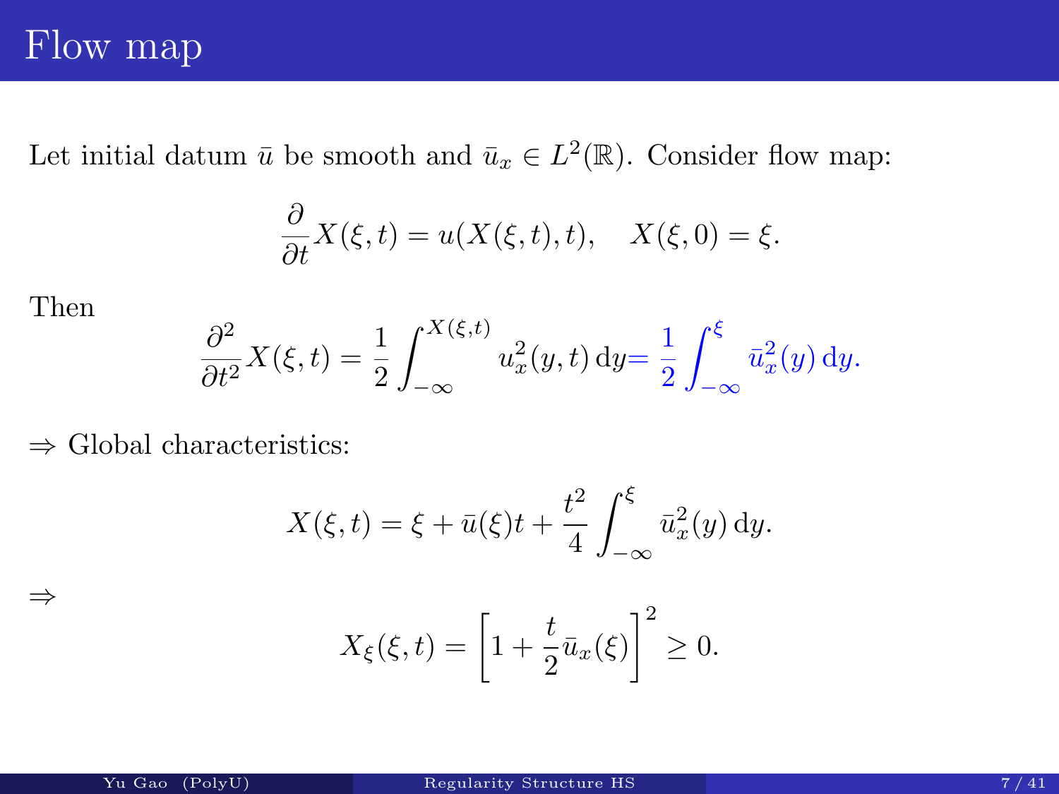# Flow map

Let initial datum $\bar{u}$ be smooth and $\bar{u}_x \in L^2(\mathbb{R})$. Consider flow map:

$$\frac{\partial}{\partial t} X(\xi, t) = u(X(\xi, t), t), \quad X(\xi, 0) = \xi.$$

Then

$$\frac{\partial^2}{\partial t^2} X(\xi, t) = \frac{1}{2} \int_{-\infty}^{X(\xi,t)} u_x^2(y, t) \, \mathrm{d}y = \frac{1}{2} \int_{-\infty}^{\xi} \bar{u}_x^2(y) \, \mathrm{d}y.$$

$\Rightarrow$ Global characteristics:

$$X(\xi, t) = \xi + \bar{u}(\xi) t + \frac{t^2}{4} \int_{-\infty}^{\xi} \bar{u}_x^2(y) \, \mathrm{d}y.$$

$\Rightarrow$

$$X_\xi(\xi, t) = \left[ 1 + \frac{t}{2} \bar{u}_x(\xi) \right]^2 \geq 0.$$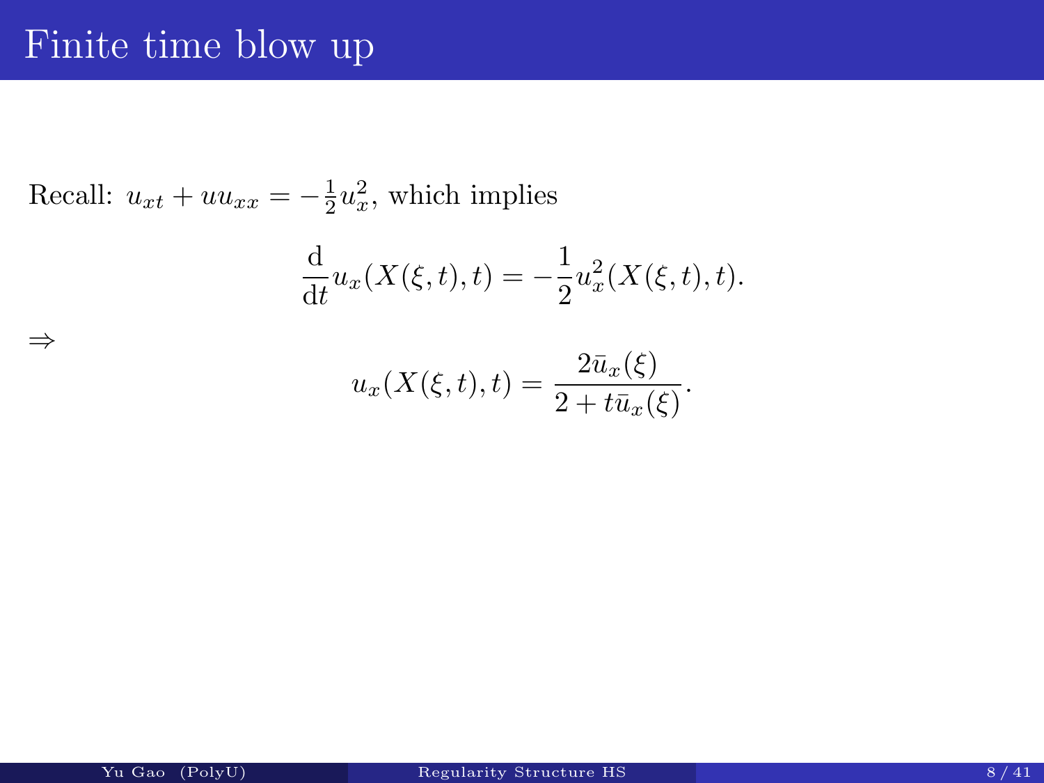# Finite time blow up

Recall: $u_{xt} + uu_{xx} = -\frac{1}{2}u_x^2$, which implies

$$\frac{\mathrm{d}}{\mathrm{d}t}u_x(X(\xi,t),t) = -\frac{1}{2}u_x^2(X(\xi,t),t).$$

$\Rightarrow$

$$u_x(X(\xi,t),t) = \frac{2\bar{u}_x(\xi)}{2 + t\bar{u}_x(\xi)}.$$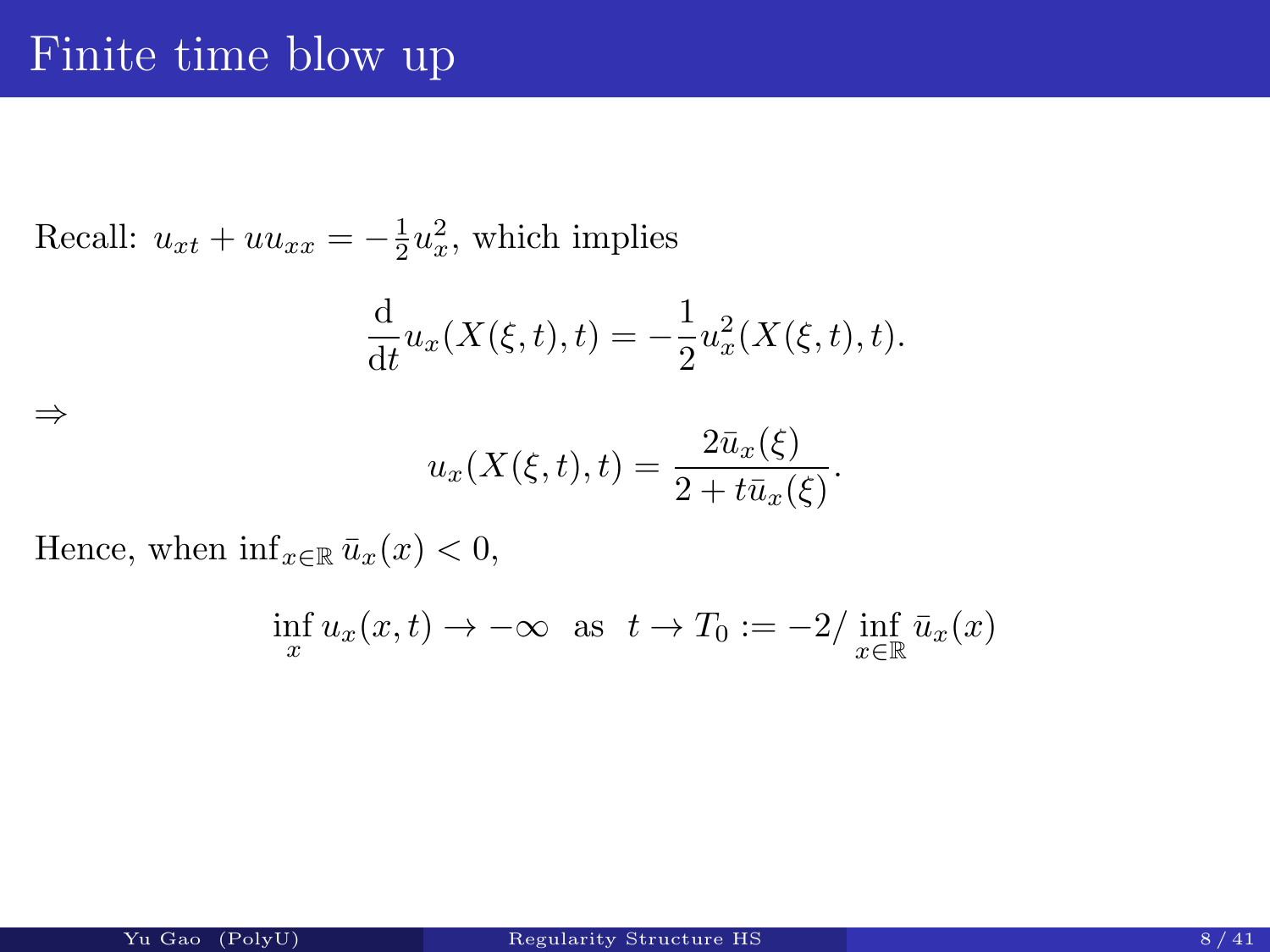# Finite time blow up

Recall: $u_{xt} + uu_{xx} = -\frac{1}{2}u_x^2$, which implies

$$\frac{\mathrm{d}}{\mathrm{d}t}u_x(X(\xi,t),t) = -\frac{1}{2}u_x^2(X(\xi,t),t).$$

$\Rightarrow$

$$u_x(X(\xi,t),t) = \frac{2\bar{u}_x(\xi)}{2 + t\bar{u}_x(\xi)}.$$

Hence, when $\inf_{x\in\mathbb{R}} \bar{u}_x(x) < 0$,

$$\inf_x u_x(x,t) \to -\infty \quad \text{as} \quad t \to T_0 := -2/\inf_{x\in\mathbb{R}} \bar{u}_x(x)$$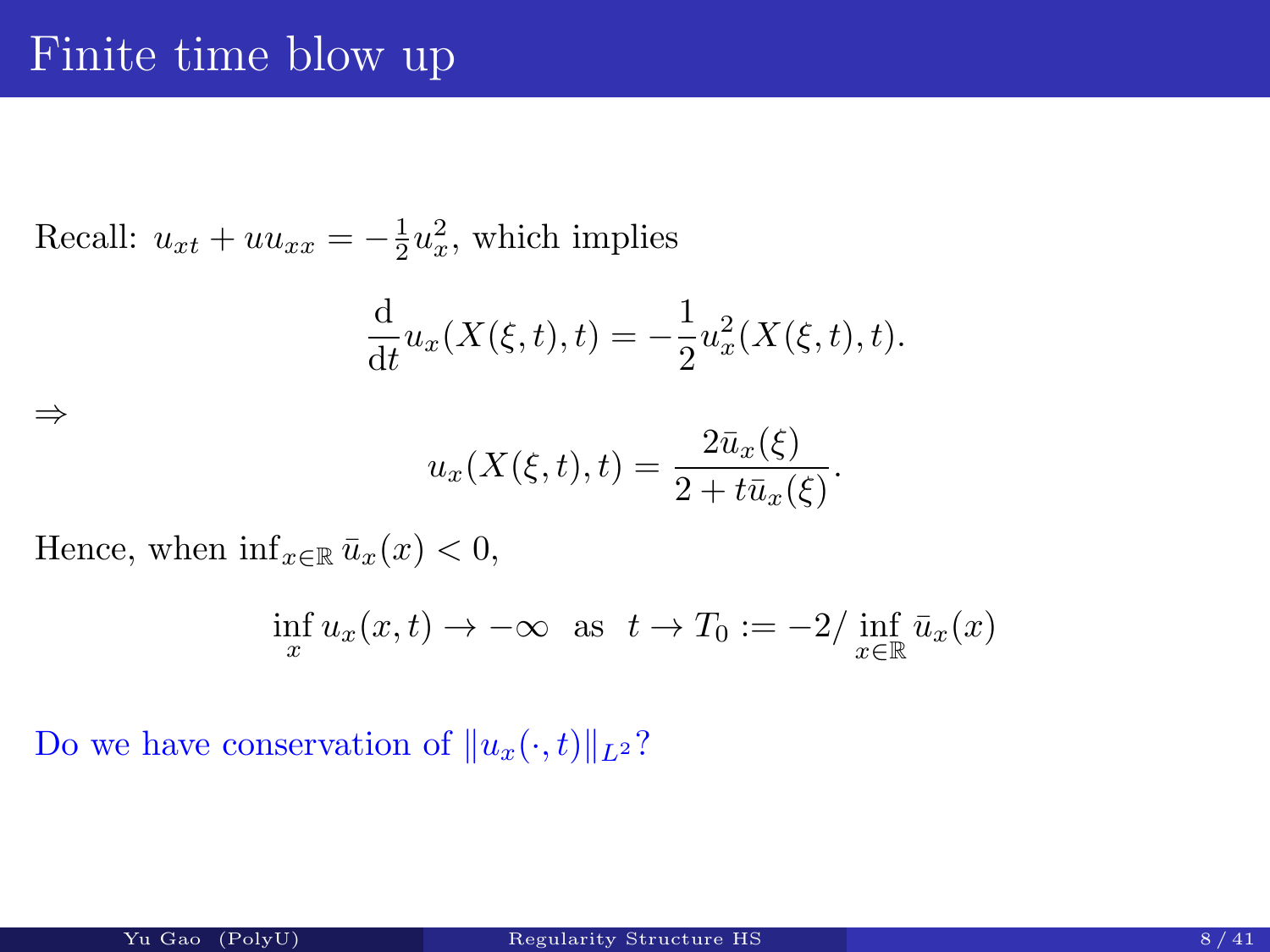# Finite time blow up

Recall: $u_{xt} + uu_{xx} = -\frac{1}{2}u_x^2$, which implies

$$\frac{\mathrm{d}}{\mathrm{d}t} u_x(X(\xi,t),t) = -\frac{1}{2} u_x^2(X(\xi,t),t).$$

$\Rightarrow$

$$u_x(X(\xi,t),t) = \frac{2\bar{u}_x(\xi)}{2 + t\bar{u}_x(\xi)}.$$

Hence, when $\inf_{x\in\mathbb{R}} \bar{u}_x(x) < 0$,

$$\inf_x u_x(x,t) \to -\infty \quad \text{as} \quad t \to T_0 := -2/\inf_{x\in\mathbb{R}} \bar{u}_x(x)$$

Do we have conservation of $\|u_x(\cdot,t)\|_{L^2}$?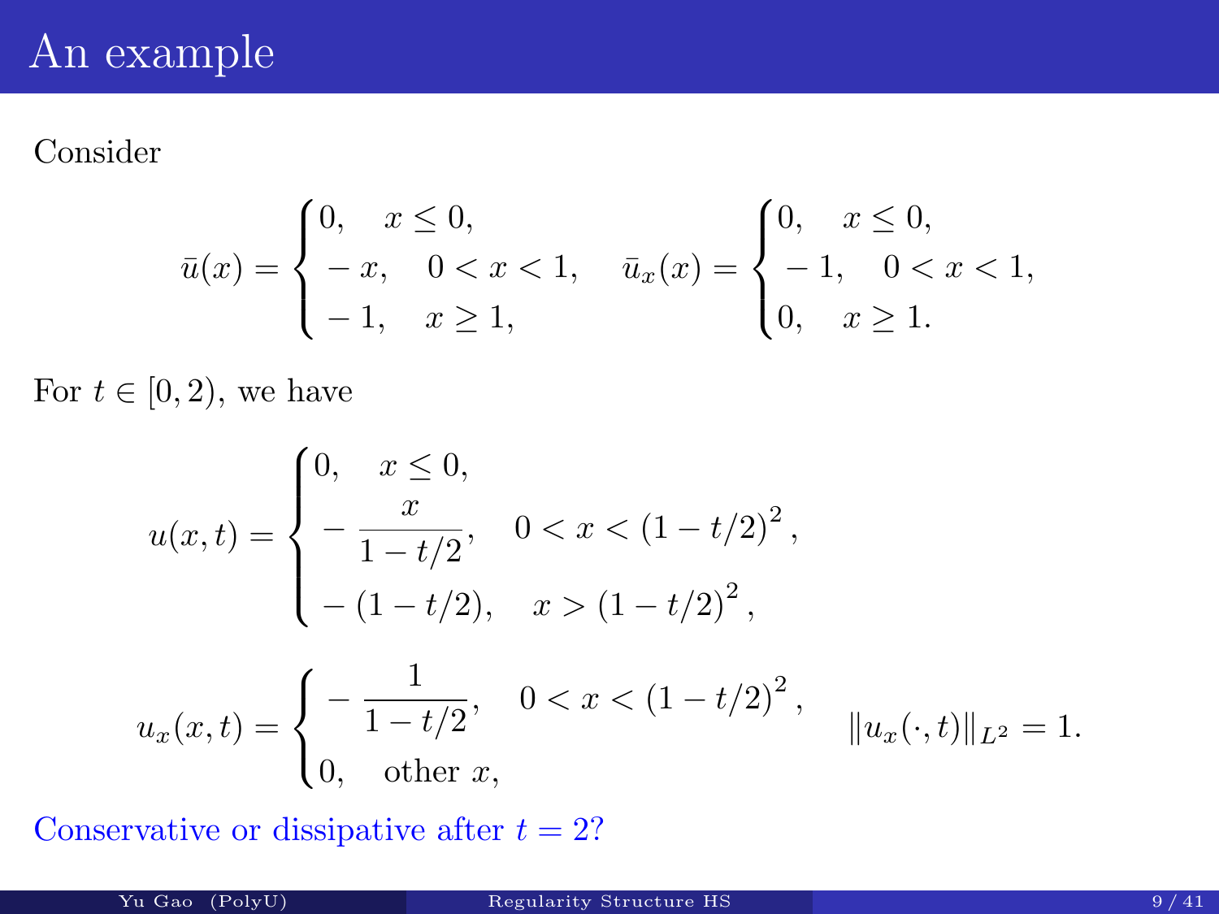# An example

Consider

$$\bar{u}(x) = \begin{cases} 0, \quad x \le 0, \\ -x, \quad 0 < x < 1, \\ -1, \quad x \ge 1, \end{cases} \quad \bar{u}_x(x) = \begin{cases} 0, \quad x \le 0, \\ -1, \quad 0 < x < 1, \\ 0, \quad x \ge 1. \end{cases}$$

For $t \in [0, 2)$, we have

$$u(x,t) = \begin{cases} 0, \quad x \le 0, \\ -\dfrac{x}{1-t/2}, \quad 0 < x < (1-t/2)^2, \\ -(1-t/2), \quad x > (1-t/2)^2, \end{cases}$$

$$u_x(x,t) = \begin{cases} -\dfrac{1}{1-t/2}, \quad 0 < x < (1-t/2)^2, \\ 0, \quad \text{other } x, \end{cases} \qquad \|u_x(\cdot,t)\|_{L^2} = 1.$$

Conservative or dissipative after $t = 2$?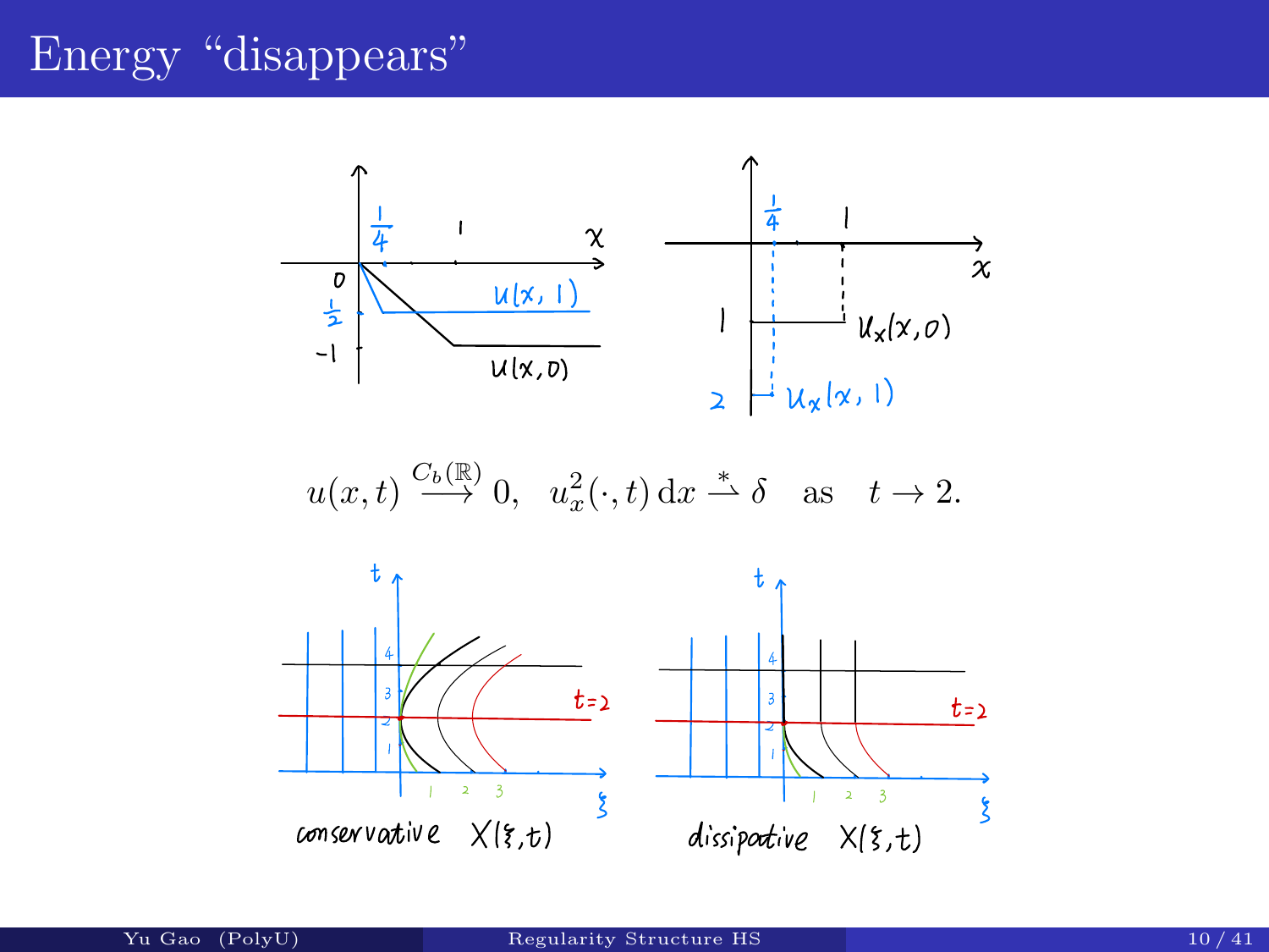# Energy “disappears”

$$u(x,t) \xrightarrow{C_b(\mathbb{R})} 0, \quad u_x^2(\cdot,t)\,\mathrm{d}x \overset{*}{\rightharpoonup} \delta \quad \text{as} \quad t \to 2.$$

conservative $X(\xi,t)$

dissipative $X(\xi,t)$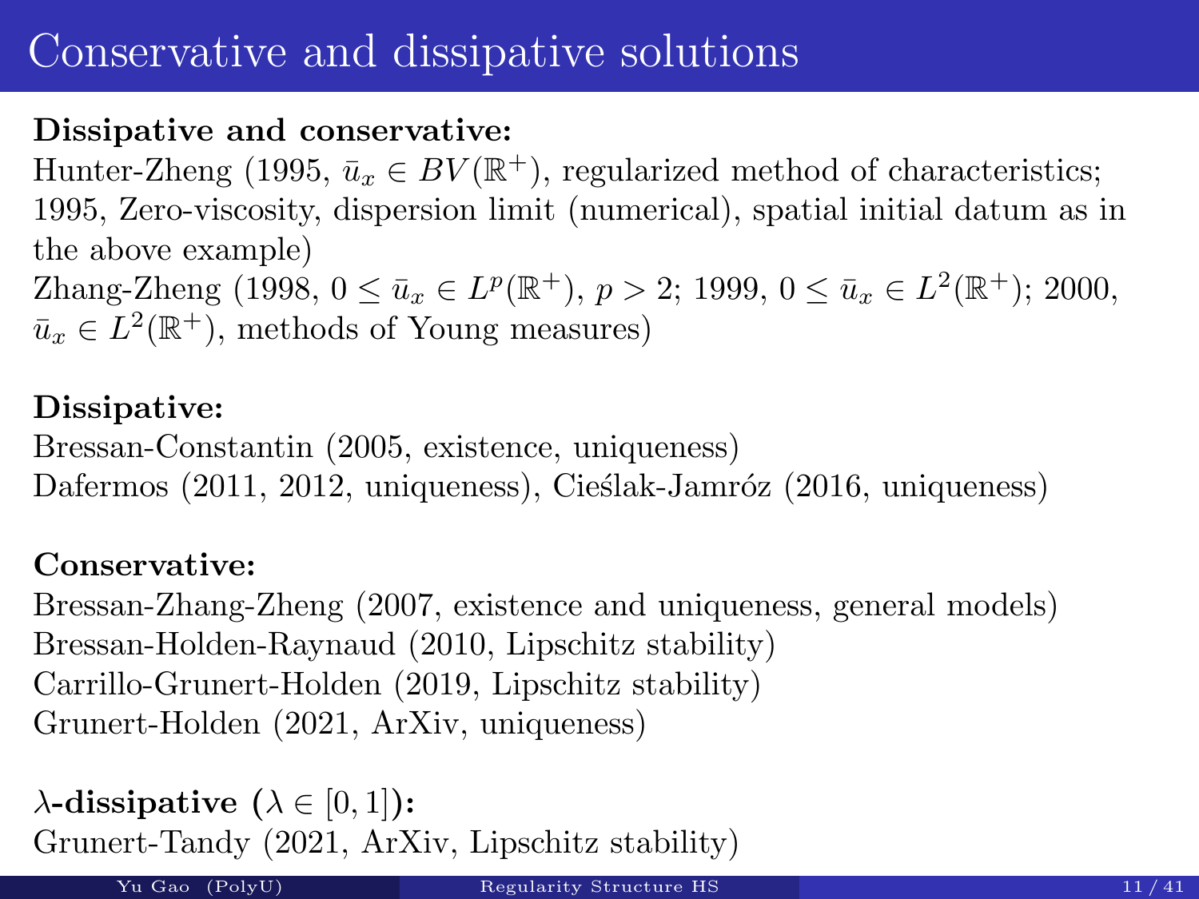# Conservative and dissipative solutions

**Dissipative and conservative:**
Hunter-Zheng (1995, $\bar{u}_x \in BV(\mathbb{R}^+)$, regularized method of characteristics; 1995, Zero-viscosity, dispersion limit (numerical), spatial initial datum as in the above example)
Zhang-Zheng (1998, $0 \leq \bar{u}_x \in L^p(\mathbb{R}^+)$, $p > 2$; 1999, $0 \leq \bar{u}_x \in L^2(\mathbb{R}^+)$; 2000, $\bar{u}_x \in L^2(\mathbb{R}^+)$, methods of Young measures)

**Dissipative:**
Bressan-Constantin (2005, existence, uniqueness)
Dafermos (2011, 2012, uniqueness), Cieślak-Jamróz (2016, uniqueness)

**Conservative:**
Bressan-Zhang-Zheng (2007, existence and uniqueness, general models)
Bressan-Holden-Raynaud (2010, Lipschitz stability)
Carrillo-Grunert-Holden (2019, Lipschitz stability)
Grunert-Holden (2021, ArXiv, uniqueness)

**$\lambda$-dissipative ($\lambda \in [0, 1]$):**
Grunert-Tandy (2021, ArXiv, Lipschitz stability)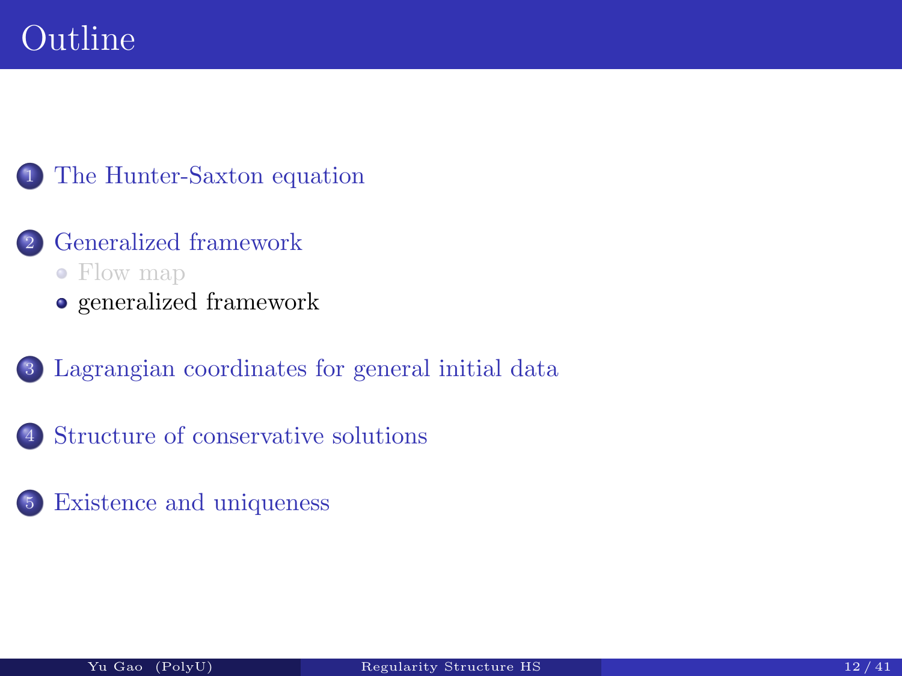# Outline

1. The Hunter-Saxton equation
2. Generalized framework
   - Flow map
   - generalized framework
3. Lagrangian coordinates for general initial data
4. Structure of conservative solutions
5. Existence and uniqueness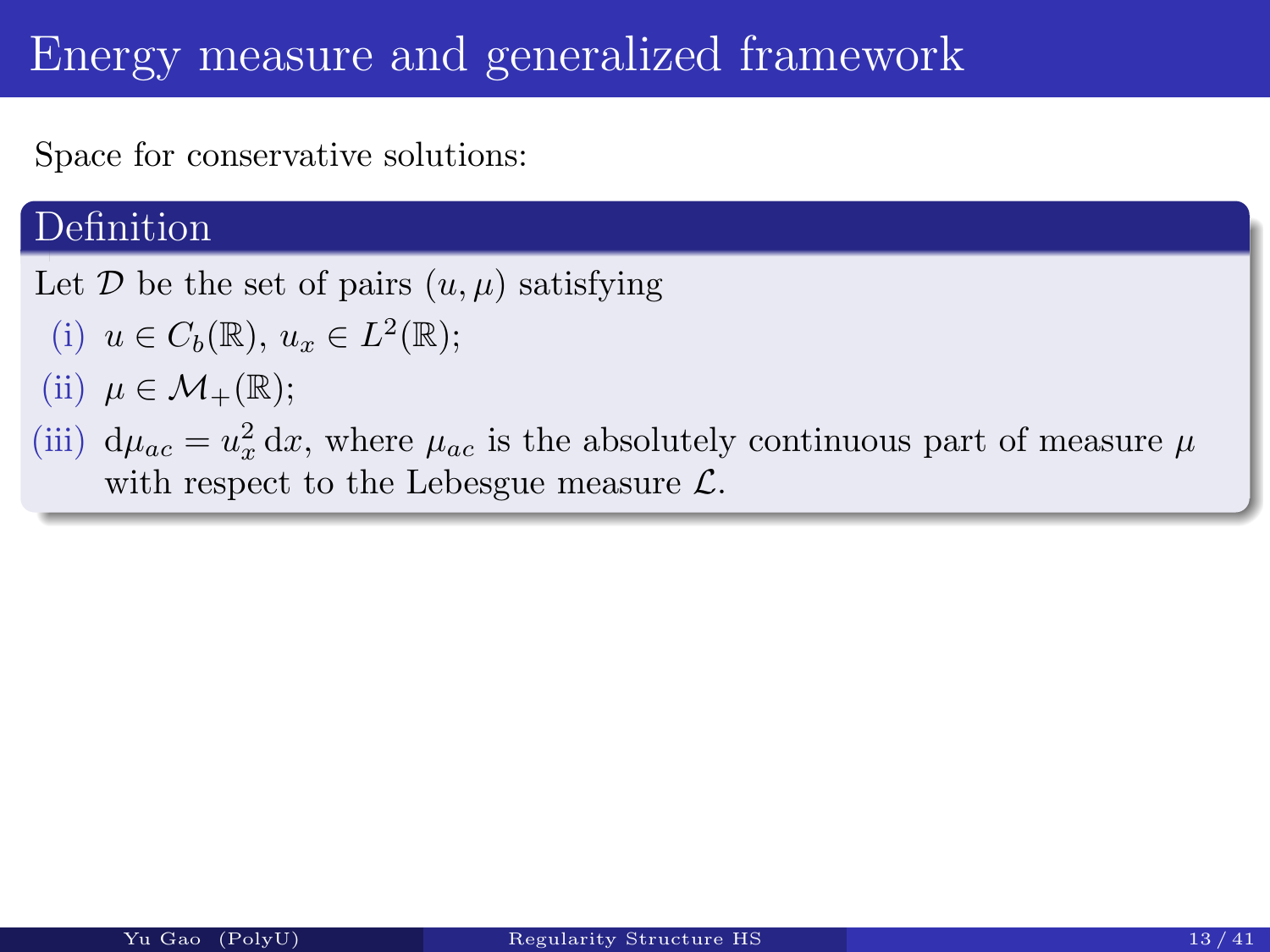# Energy measure and generalized framework

Space for conservative solutions:

**Definition**

Let $\mathcal{D}$ be the set of pairs $(u, \mu)$ satisfying

(i) $u \in C_b(\mathbb{R})$, $u_x \in L^2(\mathbb{R})$;

(ii) $\mu \in \mathcal{M}_+(\mathbb{R})$;

(iii) $\mathrm{d}\mu_{ac} = u_x^2 \,\mathrm{d}x$, where $\mu_{ac}$ is the absolutely continuous part of measure $\mu$ with respect to the Lebesgue measure $\mathcal{L}$.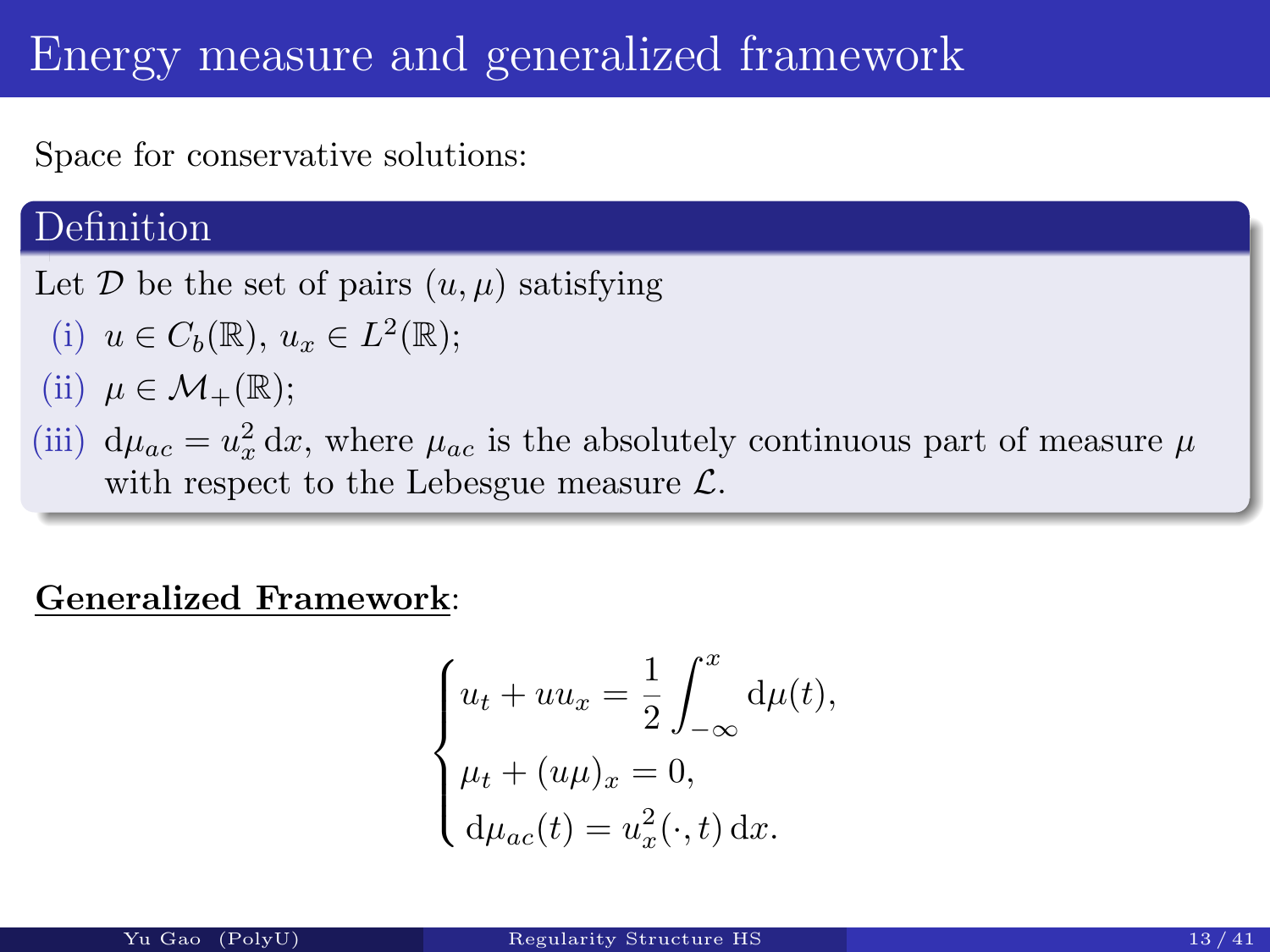# Energy measure and generalized framework

Space for conservative solutions:

**Definition**

Let $\mathcal{D}$ be the set of pairs $(u, \mu)$ satisfying

(i) $u \in C_b(\mathbb{R})$, $u_x \in L^2(\mathbb{R})$;

(ii) $\mu \in \mathcal{M}_+(\mathbb{R})$;

(iii) $\mathrm{d}\mu_{ac} = u_x^2 \, \mathrm{d}x$, where $\mu_{ac}$ is the absolutely continuous part of measure $\mu$ with respect to the Lebesgue measure $\mathcal{L}$.

**Generalized Framework**:

$$
\begin{cases}
u_t + u u_x = \dfrac{1}{2} \displaystyle\int_{-\infty}^{x} \mathrm{d}\mu(t), \\
\mu_t + (u\mu)_x = 0, \\
\mathrm{d}\mu_{ac}(t) = u_x^2(\cdot, t) \, \mathrm{d}x.
\end{cases}
$$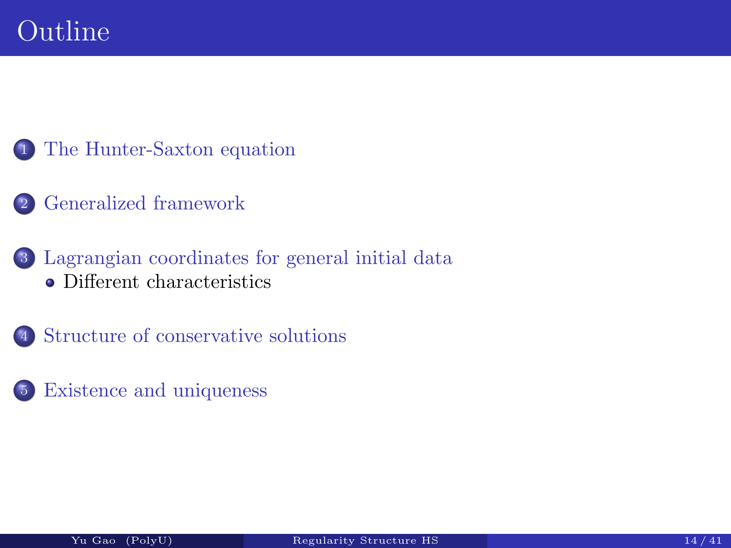# Outline

1. The Hunter-Saxton equation
2. Generalized framework
3. Lagrangian coordinates for general initial data
   - Different characteristics
4. Structure of conservative solutions
5. Existence and uniqueness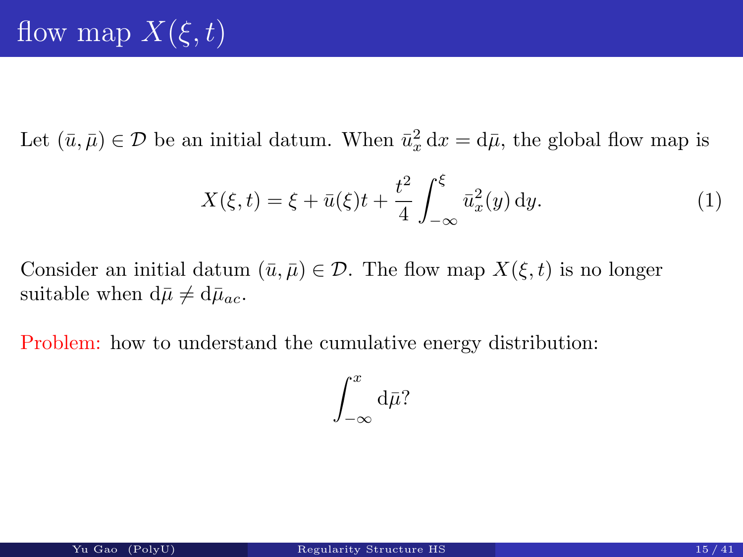# flow map $X(\xi, t)$

Let $(\bar{u}, \bar{\mu}) \in \mathcal{D}$ be an initial datum. When $\bar{u}_x^2 \, \mathrm{d}x = \mathrm{d}\bar{\mu}$, the global flow map is

$$X(\xi, t) = \xi + \bar{u}(\xi)t + \frac{t^2}{4} \int_{-\infty}^{\xi} \bar{u}_x^2(y) \, \mathrm{d}y. \tag{1}$$

Consider an initial datum $(\bar{u}, \bar{\mu}) \in \mathcal{D}$. The flow map $X(\xi, t)$ is no longer suitable when $\mathrm{d}\bar{\mu} \neq \mathrm{d}\bar{\mu}_{ac}$.

Problem: how to understand the cumulative energy distribution:

$$\int_{-\infty}^{x} \mathrm{d}\bar{\mu}?$$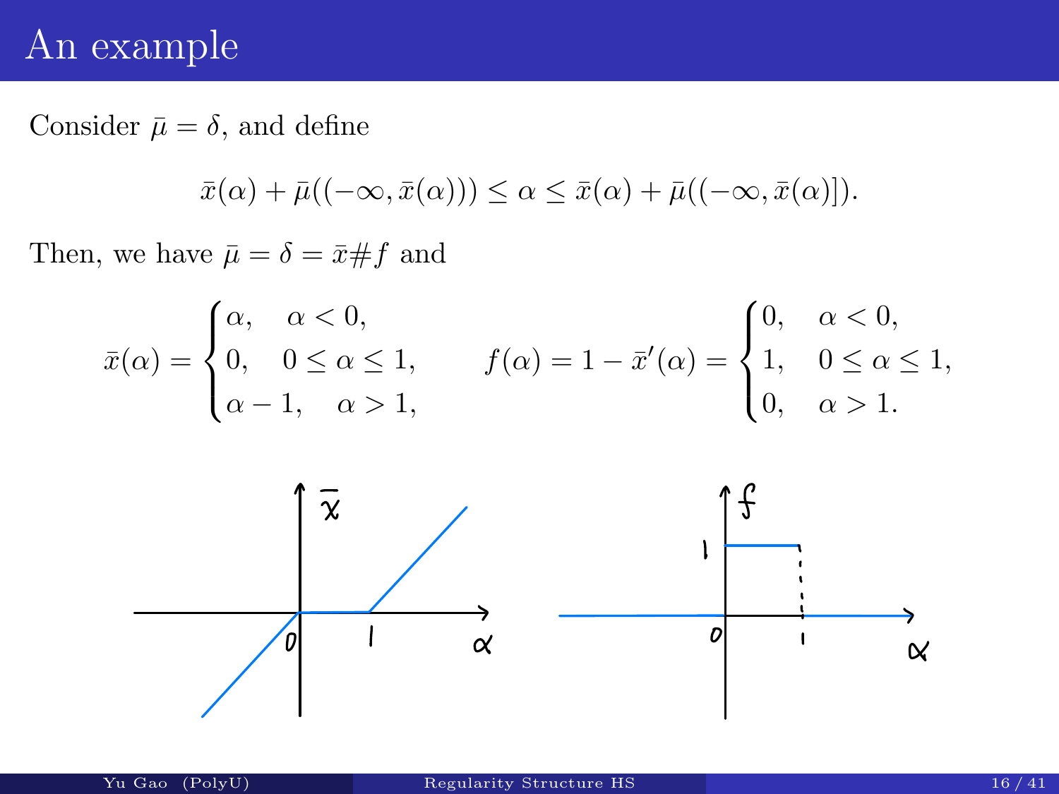# An example

Consider $\bar{\mu} = \delta$, and define

$$\bar{x}(\alpha) + \bar{\mu}((-\infty, \bar{x}(\alpha))) \leq \alpha \leq \bar{x}(\alpha) + \bar{\mu}((-\infty, \bar{x}(\alpha)]).$$

Then, we have $\bar{\mu} = \delta = \bar{x}\#f$ and

$$\bar{x}(\alpha) = \begin{cases} \alpha, & \alpha < 0, \\ 0, & 0 \leq \alpha \leq 1, \\ \alpha - 1, & \alpha > 1, \end{cases} \qquad f(\alpha) = 1 - \bar{x}'(\alpha) = \begin{cases} 0, & \alpha < 0, \\ 1, & 0 \leq \alpha \leq 1, \\ 0, & \alpha > 1. \end{cases}$$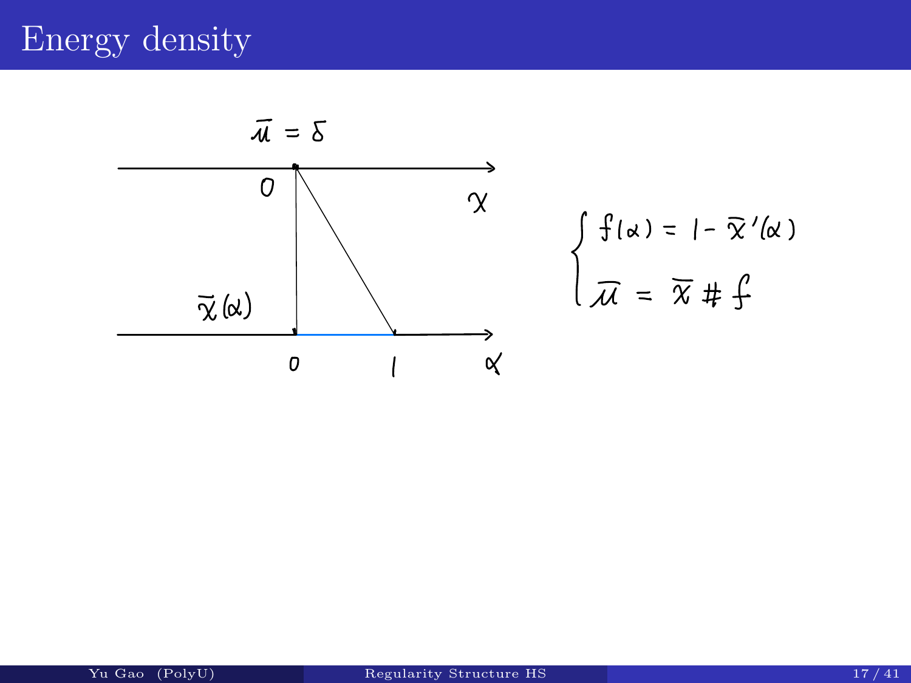# Energy density

$\bar{u} = \delta$

$x$

$\bar{x}(\alpha)$

$\alpha$

$$\begin{cases} f(\alpha) = 1 - \bar{x}'(\alpha) \\ \bar{u} = \bar{x} \# f \end{cases}$$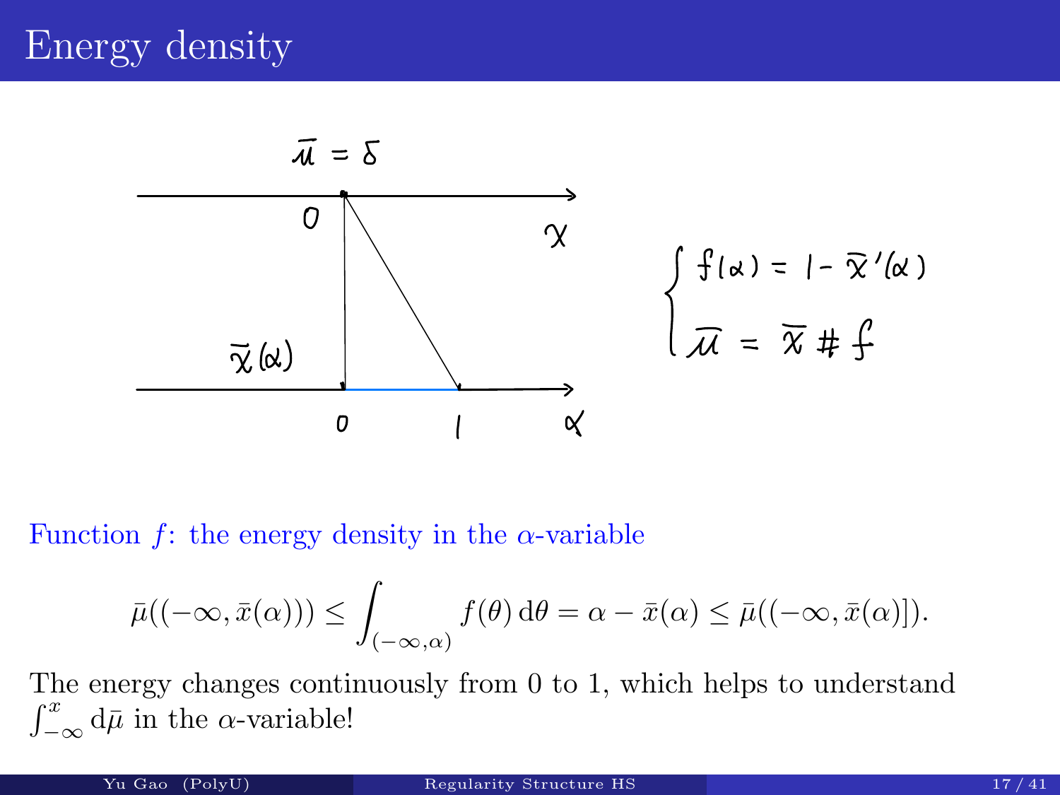# Energy density

$\bar{\mu} = \delta$

$$\begin{cases} f(\alpha) = 1 - \bar{x}'(\alpha) \\ \bar{\mu} = \bar{x} \# f \end{cases}$$

Function $f$: the energy density in the $\alpha$-variable

$$\bar{\mu}((-\infty, \bar{x}(\alpha))) \leq \int_{(-\infty,\alpha)} f(\theta)\,\mathrm{d}\theta = \alpha - \bar{x}(\alpha) \leq \bar{\mu}((-\infty, \bar{x}(\alpha)]).$$

The energy changes continuously from 0 to 1, which helps to understand $\int_{-\infty}^{x} \mathrm{d}\bar{\mu}$ in the $\alpha$-variable!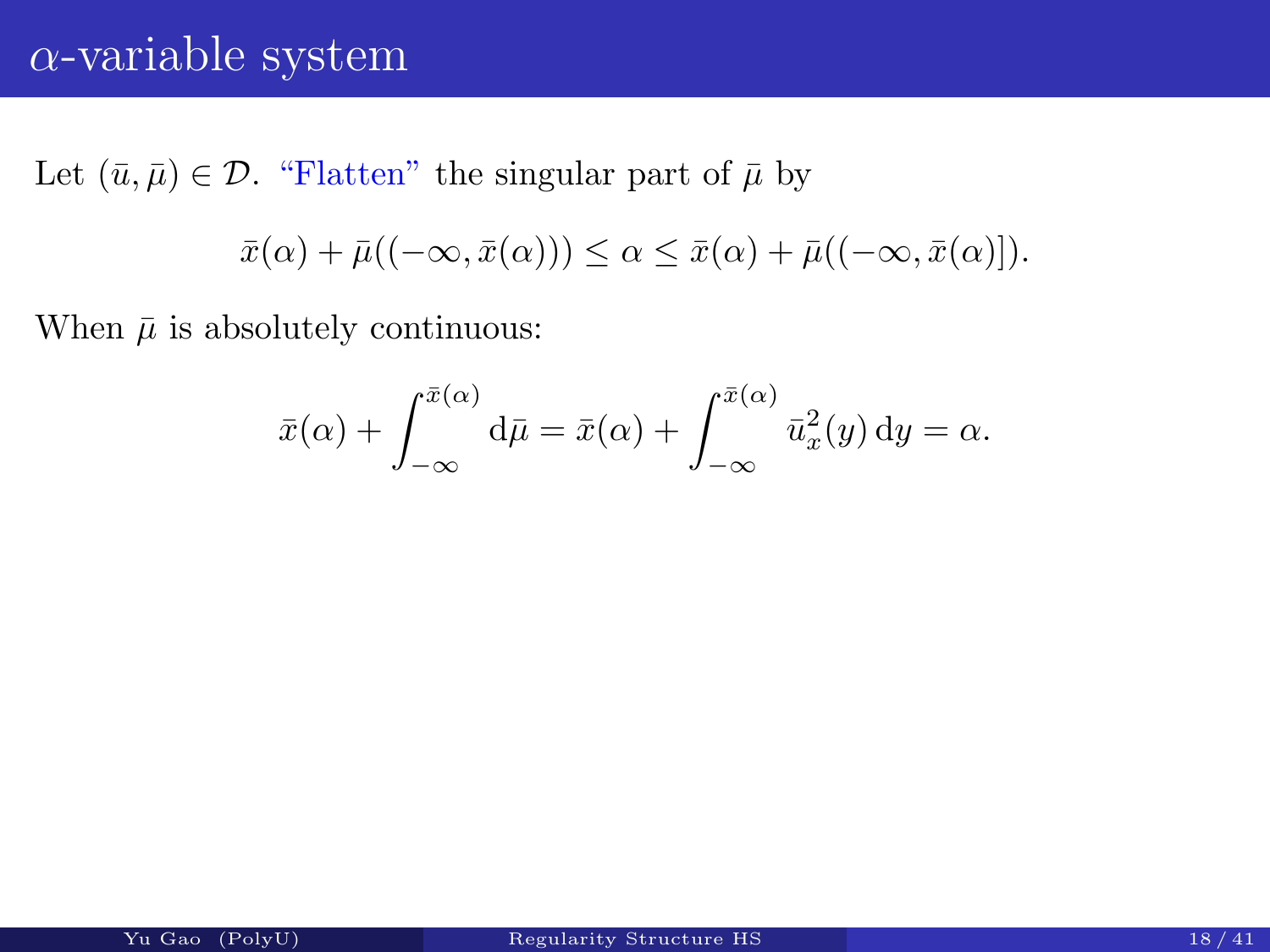# $\alpha$-variable system

Let $(\bar{u}, \bar{\mu}) \in \mathcal{D}$. "Flatten" the singular part of $\bar{\mu}$ by

$$\bar{x}(\alpha) + \bar{\mu}((-\infty, \bar{x}(\alpha))) \leq \alpha \leq \bar{x}(\alpha) + \bar{\mu}((-\infty, \bar{x}(\alpha)]).$$

When $\bar{\mu}$ is absolutely continuous:

$$\bar{x}(\alpha) + \int_{-\infty}^{\bar{x}(\alpha)} \mathrm{d}\bar{\mu} = \bar{x}(\alpha) + \int_{-\infty}^{\bar{x}(\alpha)} \bar{u}_x^2(y)\,\mathrm{d}y = \alpha.$$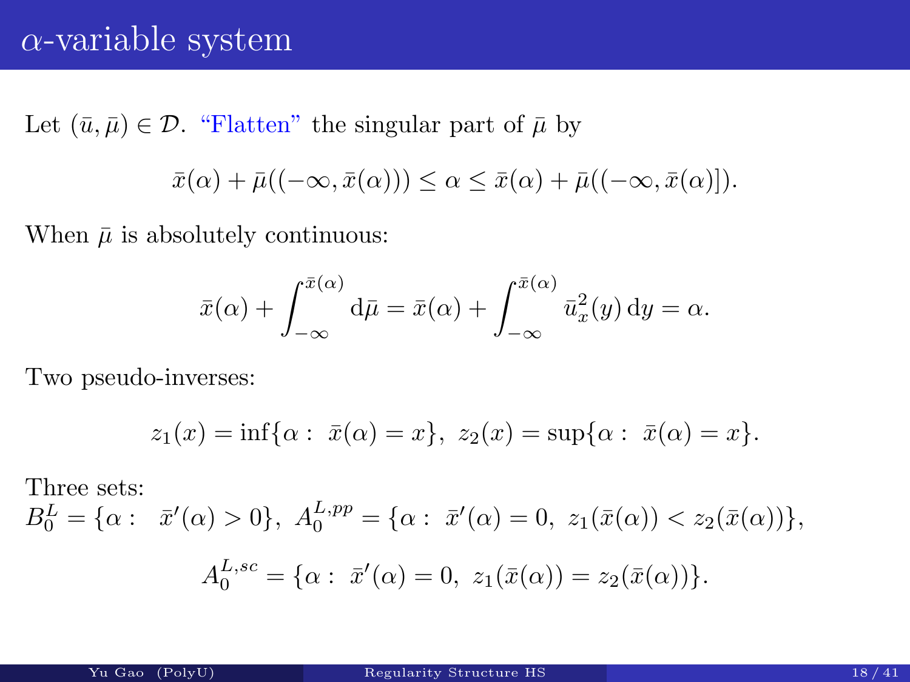# $\alpha$-variable system

Let $(\bar{u}, \bar{\mu}) \in \mathcal{D}$. "Flatten" the singular part of $\bar{\mu}$ by

$$\bar{x}(\alpha) + \bar{\mu}((-\infty, \bar{x}(\alpha))) \le \alpha \le \bar{x}(\alpha) + \bar{\mu}((-\infty, \bar{x}(\alpha)]).$$

When $\bar{\mu}$ is absolutely continuous:

$$\bar{x}(\alpha) + \int_{-\infty}^{\bar{x}(\alpha)} \mathrm{d}\bar{\mu} = \bar{x}(\alpha) + \int_{-\infty}^{\bar{x}(\alpha)} \bar{u}_x^2(y)\,\mathrm{d}y = \alpha.$$

Two pseudo-inverses:

$$z_1(x) = \inf\{\alpha :\ \bar{x}(\alpha) = x\},\ z_2(x) = \sup\{\alpha :\ \bar{x}(\alpha) = x\}.$$

Three sets:
$B_0^L = \{\alpha :\ \ \bar{x}'(\alpha) > 0\},\ A_0^{L,pp} = \{\alpha :\ \bar{x}'(\alpha) = 0,\ z_1(\bar{x}(\alpha)) < z_2(\bar{x}(\alpha))\},$

$$A_0^{L,sc} = \{\alpha :\ \bar{x}'(\alpha) = 0,\ z_1(\bar{x}(\alpha)) = z_2(\bar{x}(\alpha))\}.$$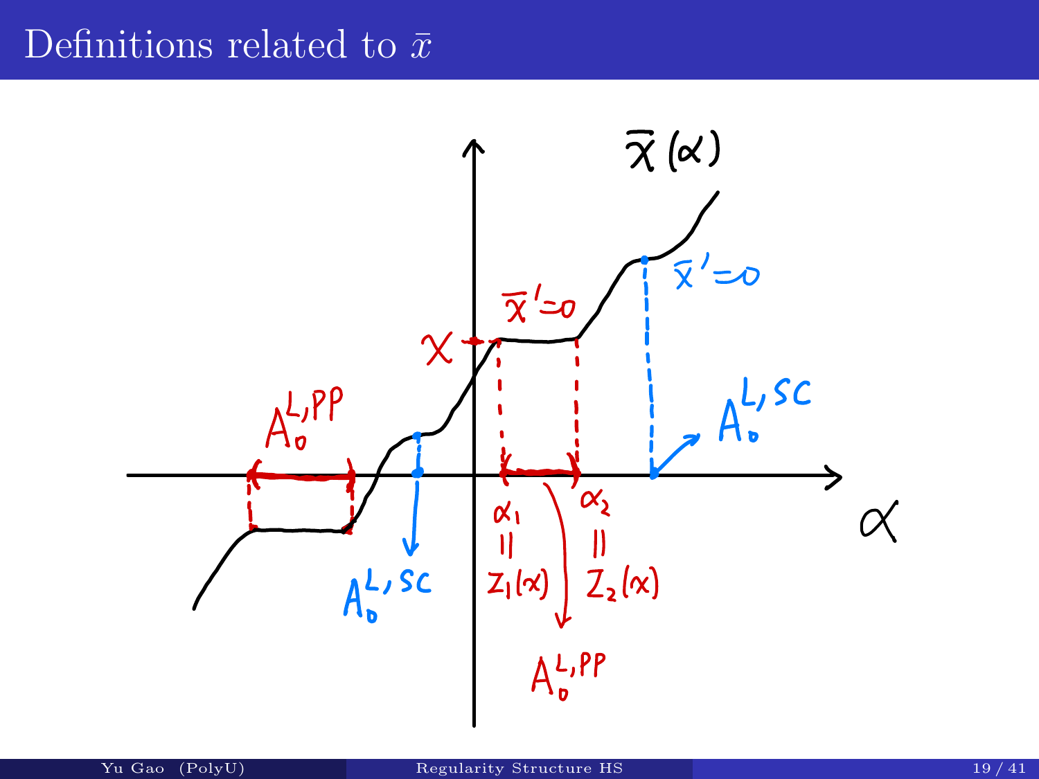# Definitions related to $\bar{x}$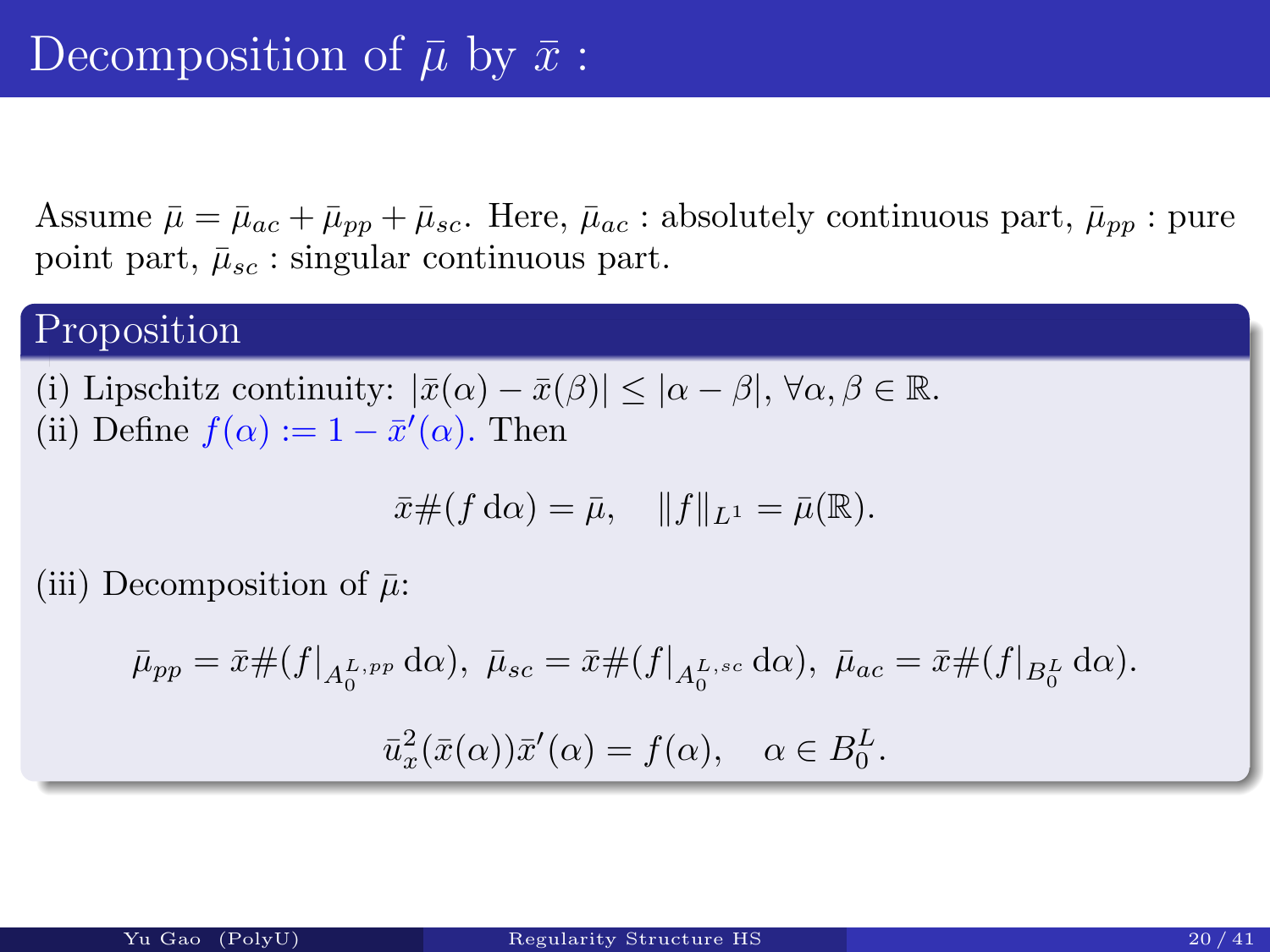# Decomposition of $\bar{\mu}$ by $\bar{x}$ :

Assume $\bar{\mu} = \bar{\mu}_{ac} + \bar{\mu}_{pp} + \bar{\mu}_{sc}$. Here, $\bar{\mu}_{ac}$ : absolutely continuous part, $\bar{\mu}_{pp}$ : pure point part, $\bar{\mu}_{sc}$ : singular continuous part.

## Proposition

(i) Lipschitz continuity: $|\bar{x}(\alpha) - \bar{x}(\beta)| \leq |\alpha - \beta|$, $\forall \alpha, \beta \in \mathbb{R}$.
(ii) Define $f(\alpha) := 1 - \bar{x}'(\alpha)$. Then

$$\bar{x}\#(f \,\mathrm{d}\alpha) = \bar{\mu}, \quad \|f\|_{L^1} = \bar{\mu}(\mathbb{R}).$$

(iii) Decomposition of $\bar{\mu}$:

$$\bar{\mu}_{pp} = \bar{x}\#(f|_{A_0^{L,pp}} \,\mathrm{d}\alpha),\ \bar{\mu}_{sc} = \bar{x}\#(f|_{A_0^{L,sc}} \,\mathrm{d}\alpha),\ \bar{\mu}_{ac} = \bar{x}\#(f|_{B_0^L} \,\mathrm{d}\alpha).$$

$$\bar{u}_x^2(\bar{x}(\alpha))\bar{x}'(\alpha) = f(\alpha), \quad \alpha \in B_0^L.$$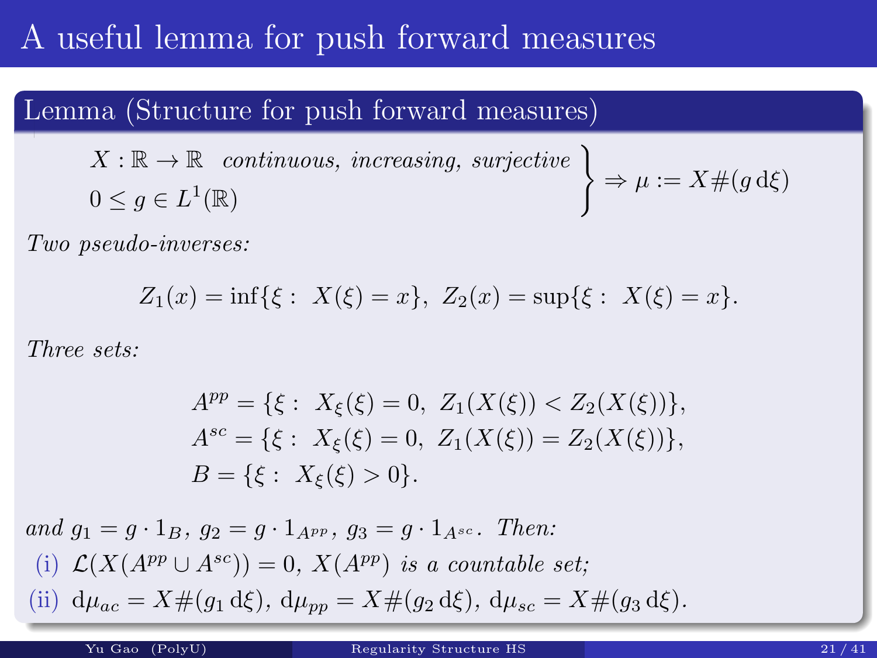# A useful lemma for push forward measures

## Lemma (Structure for push forward measures)

$$\left.\begin{array}{l} X:\mathbb{R}\to\mathbb{R} \ \ \textit{continuous, increasing, surjective} \\ 0\le g\in L^1(\mathbb{R}) \end{array}\right\} \Rightarrow \mu := X\#(g\,\mathrm{d}\xi)$$

*Two pseudo-inverses:*

$$Z_1(x)=\inf\{\xi:\ X(\xi)=x\},\ Z_2(x)=\sup\{\xi:\ X(\xi)=x\}.$$

*Three sets:*

$$\begin{aligned} A^{pp} &= \{\xi:\ X_\xi(\xi)=0,\ Z_1(X(\xi))<Z_2(X(\xi))\}, \\ A^{sc} &= \{\xi:\ X_\xi(\xi)=0,\ Z_1(X(\xi))=Z_2(X(\xi))\}, \\ B &= \{\xi:\ X_\xi(\xi)>0\}. \end{aligned}$$

*and* $g_1=g\cdot 1_B$, $g_2=g\cdot 1_{A^{pp}}$, $g_3=g\cdot 1_{A^{sc}}$. *Then:*

(i) $\mathcal{L}(X(A^{pp}\cup A^{sc}))=0$, $X(A^{pp})$ *is a countable set;*

(ii) $\mathrm{d}\mu_{ac}=X\#(g_1\,\mathrm{d}\xi)$, $\mathrm{d}\mu_{pp}=X\#(g_2\,\mathrm{d}\xi)$, $\mathrm{d}\mu_{sc}=X\#(g_3\,\mathrm{d}\xi)$.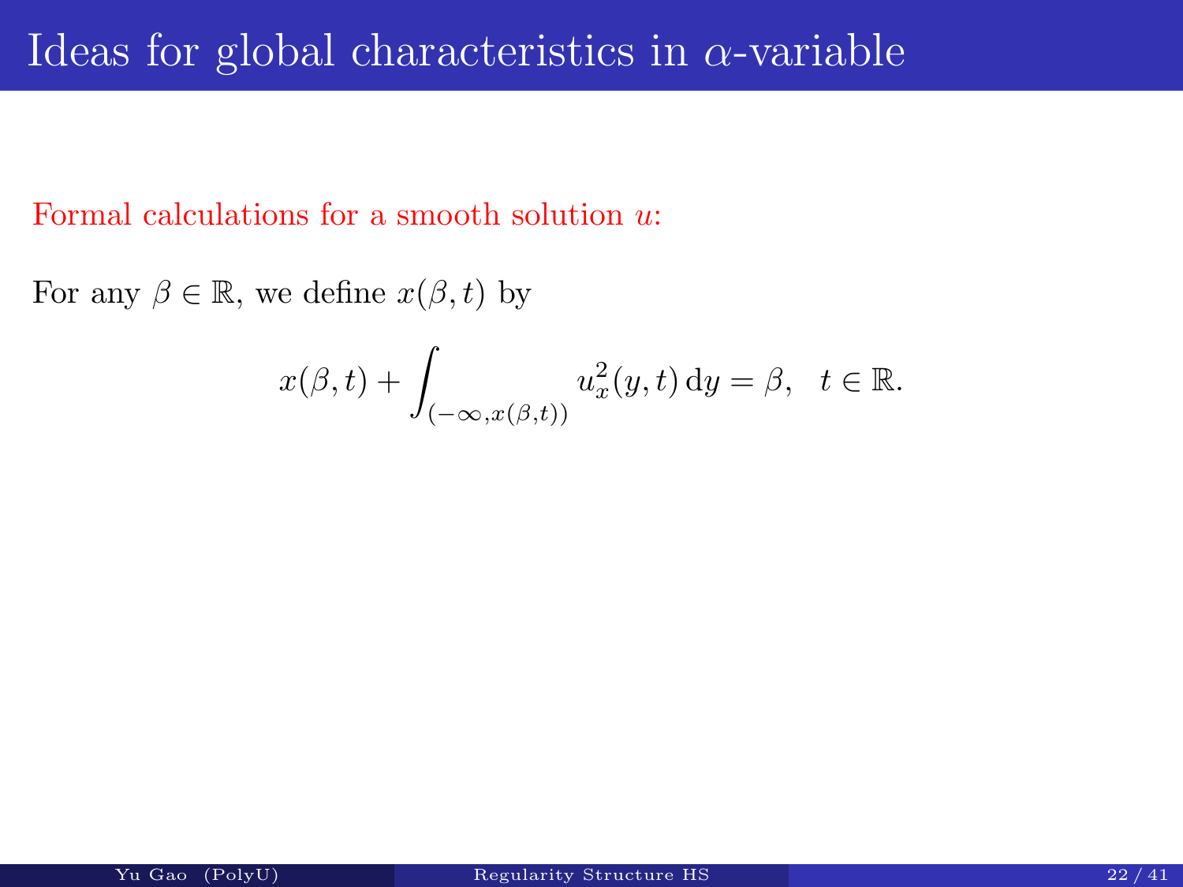# Ideas for global characteristics in $\alpha$-variable

Formal calculations for a smooth solution $u$:

For any $\beta \in \mathbb{R}$, we define $x(\beta, t)$ by

$$x(\beta, t) + \int_{(-\infty, x(\beta,t))} u_x^2(y, t)\, \mathrm{d}y = \beta, \quad t \in \mathbb{R}.$$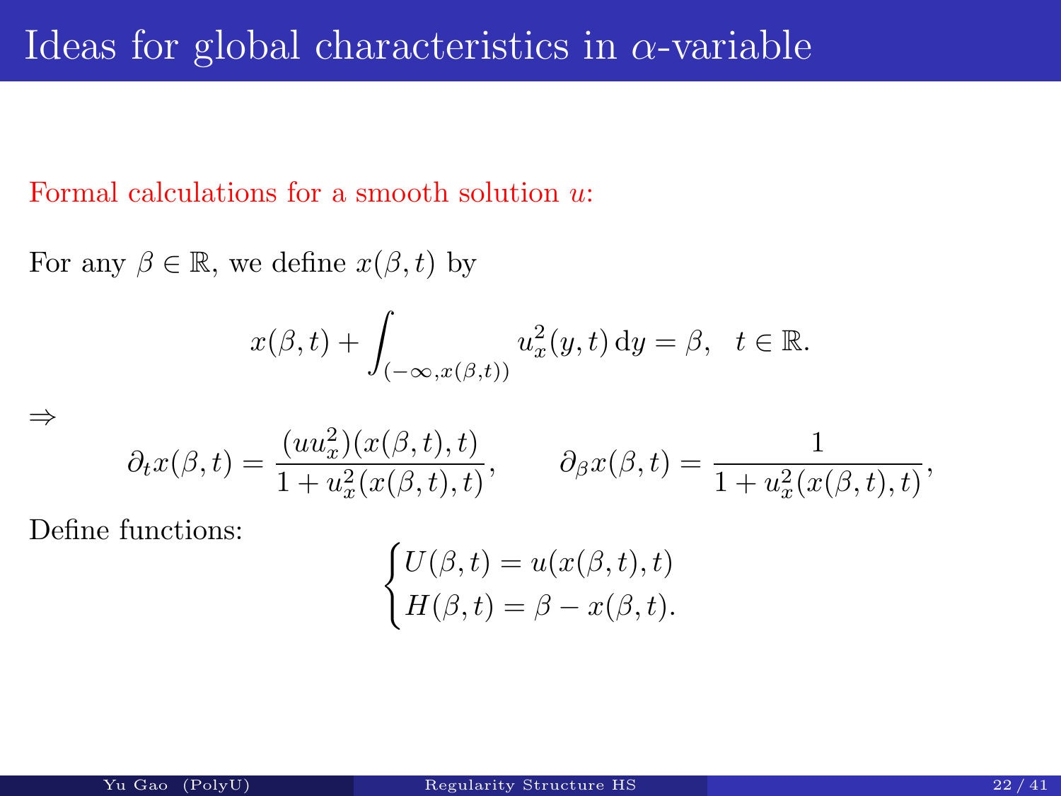# Ideas for global characteristics in $\alpha$-variable

Formal calculations for a smooth solution $u$:

For any $\beta \in \mathbb{R}$, we define $x(\beta, t)$ by

$$x(\beta, t) + \int_{(-\infty, x(\beta,t))} u_x^2(y, t)\,\mathrm{d}y = \beta, \quad t \in \mathbb{R}.$$

$\Rightarrow$

$$\partial_t x(\beta, t) = \frac{(uu_x^2)(x(\beta, t), t)}{1 + u_x^2(x(\beta, t), t)}, \qquad \partial_\beta x(\beta, t) = \frac{1}{1 + u_x^2(x(\beta, t), t)},$$

Define functions:

$$\begin{cases} U(\beta, t) = u(x(\beta, t), t) \\ H(\beta, t) = \beta - x(\beta, t). \end{cases}$$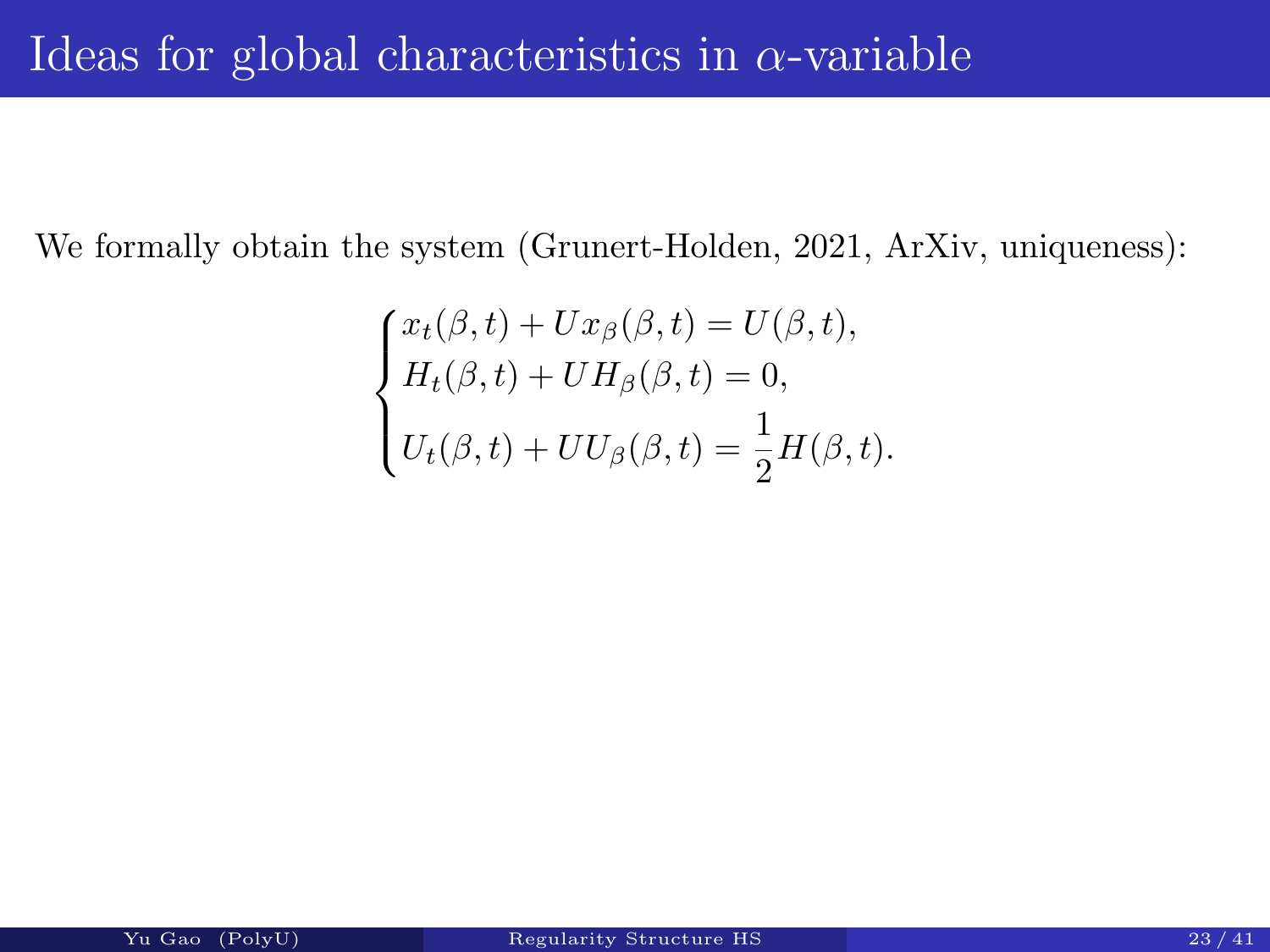# Ideas for global characteristics in $\alpha$-variable

We formally obtain the system (Grunert-Holden, 2021, ArXiv, uniqueness):

$$
\begin{cases}
x_t(\beta,t) + U x_\beta(\beta,t) = U(\beta,t), \\
H_t(\beta,t) + U H_\beta(\beta,t) = 0, \\
U_t(\beta,t) + U U_\beta(\beta,t) = \dfrac{1}{2} H(\beta,t).
\end{cases}
$$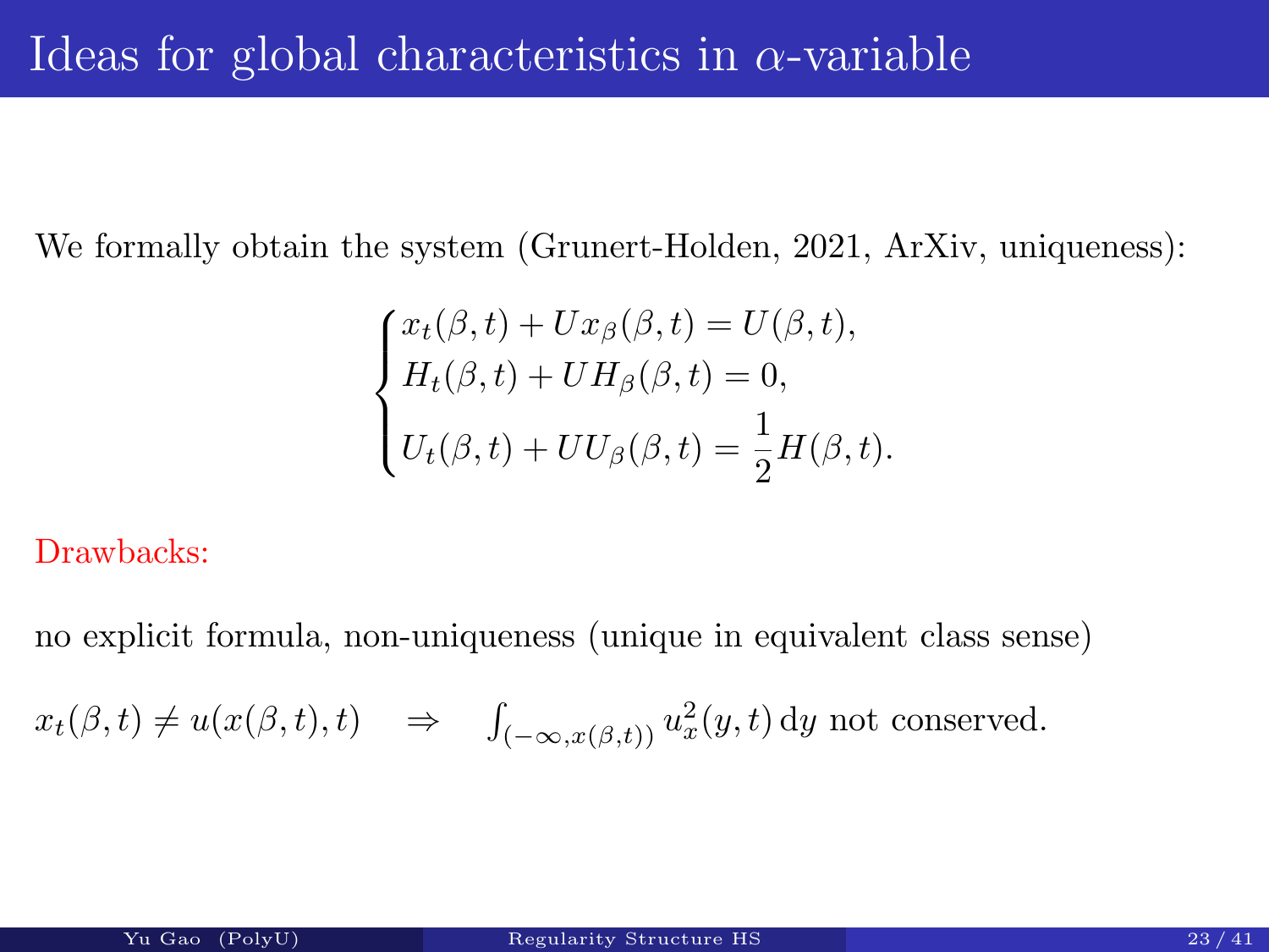# Ideas for global characteristics in $\alpha$-variable

We formally obtain the system (Grunert-Holden, 2021, ArXiv, uniqueness):

$$
\begin{cases}
x_t(\beta,t) + U x_\beta(\beta,t) = U(\beta,t), \\
H_t(\beta,t) + U H_\beta(\beta,t) = 0, \\
U_t(\beta,t) + U U_\beta(\beta,t) = \dfrac{1}{2} H(\beta,t).
\end{cases}
$$

Drawbacks:

no explicit formula, non-uniqueness (unique in equivalent class sense)

$x_t(\beta,t) \neq u(x(\beta,t),t) \quad \Rightarrow \quad \int_{(-\infty, x(\beta,t))} u_x^2(y,t)\,\mathrm{d}y$ not conserved.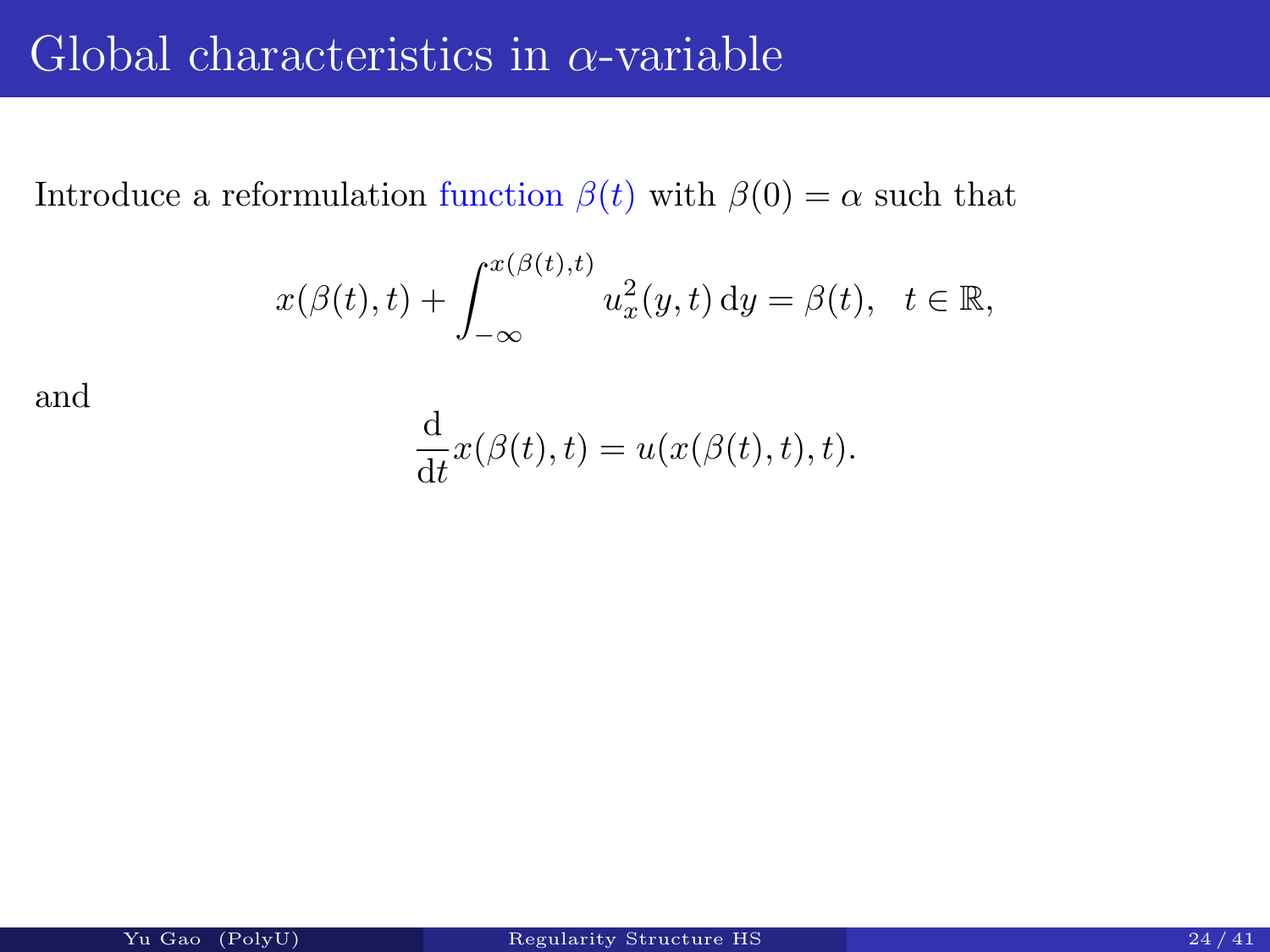# Global characteristics in $\alpha$-variable

Introduce a reformulation function $\beta(t)$ with $\beta(0) = \alpha$ such that

$$x(\beta(t), t) + \int_{-\infty}^{x(\beta(t),t)} u_x^2(y, t)\, \mathrm{d}y = \beta(t), \quad t \in \mathbb{R},$$

and

$$\frac{\mathrm{d}}{\mathrm{d}t} x(\beta(t), t) = u(x(\beta(t), t), t).$$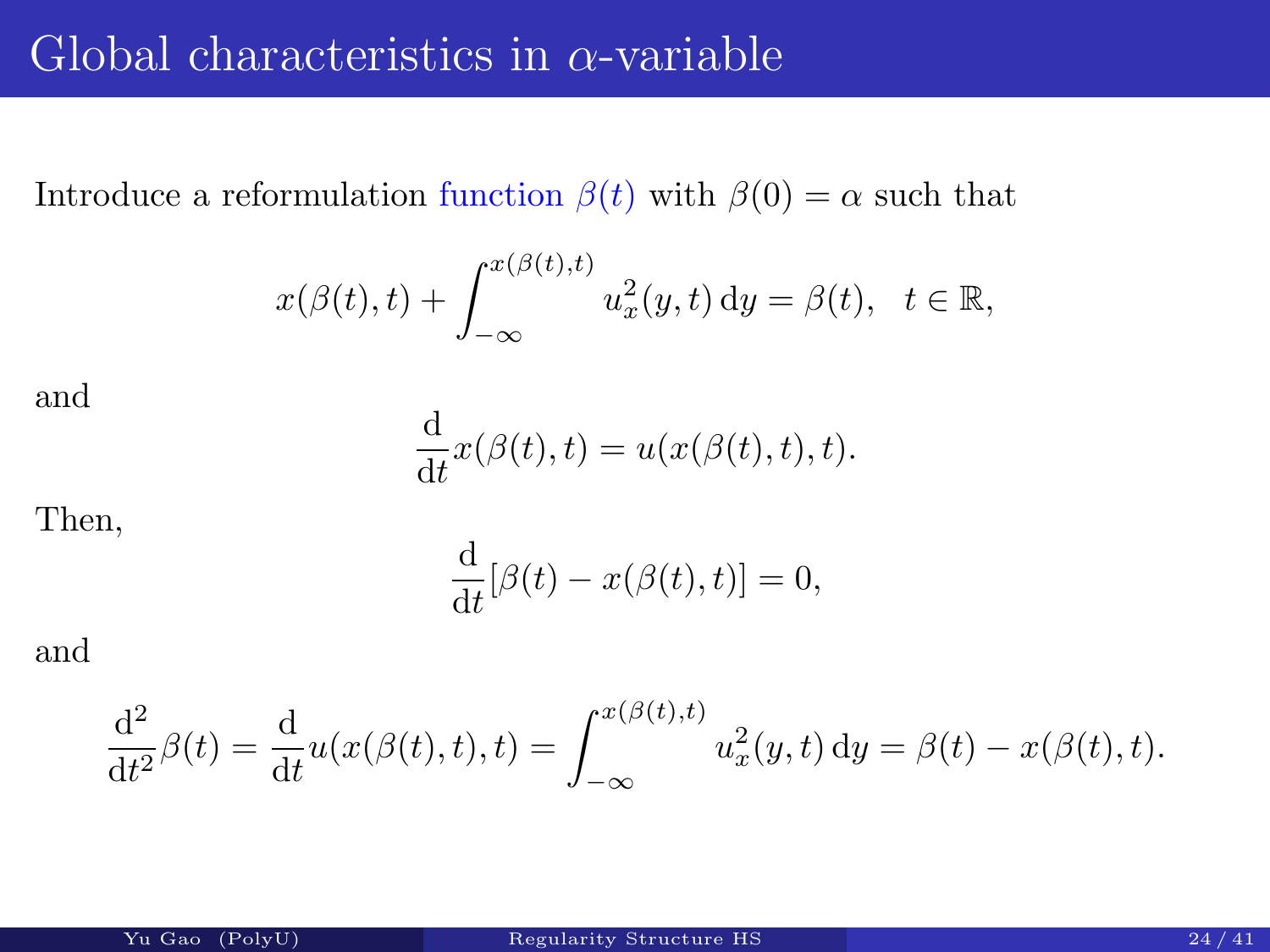# Global characteristics in $\alpha$-variable

Introduce a reformulation function $\beta(t)$ with $\beta(0) = \alpha$ such that

$$x(\beta(t), t) + \int_{-\infty}^{x(\beta(t),t)} u_x^2(y, t)\, \mathrm{d}y = \beta(t), \quad t \in \mathbb{R},$$

and

$$\frac{\mathrm{d}}{\mathrm{d}t} x(\beta(t), t) = u(x(\beta(t), t), t).$$

Then,

$$\frac{\mathrm{d}}{\mathrm{d}t}[\beta(t) - x(\beta(t), t)] = 0,$$

and

$$\frac{\mathrm{d}^2}{\mathrm{d}t^2}\beta(t) = \frac{\mathrm{d}}{\mathrm{d}t} u(x(\beta(t), t), t) = \int_{-\infty}^{x(\beta(t),t)} u_x^2(y, t)\, \mathrm{d}y = \beta(t) - x(\beta(t), t).$$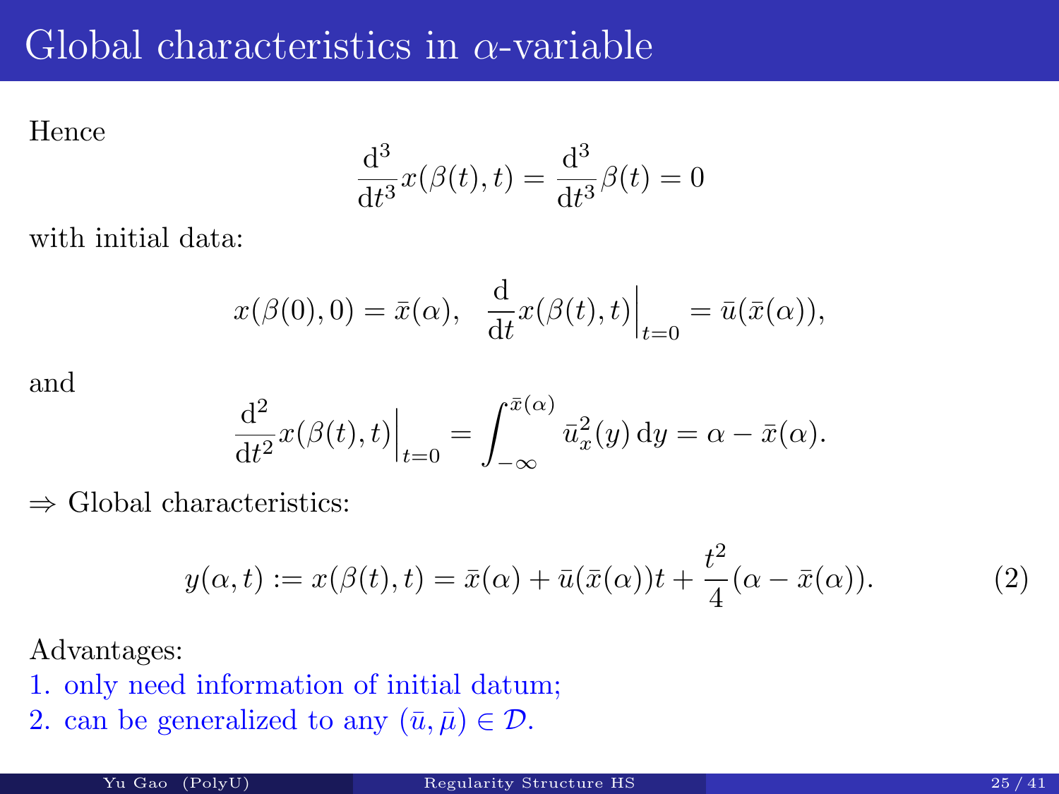# Global characteristics in $\alpha$-variable

Hence

$$\frac{\mathrm{d}^3}{\mathrm{d}t^3} x(\beta(t), t) = \frac{\mathrm{d}^3}{\mathrm{d}t^3} \beta(t) = 0$$

with initial data:

$$x(\beta(0), 0) = \bar{x}(\alpha), \quad \frac{\mathrm{d}}{\mathrm{d}t} x(\beta(t), t)\Big|_{t=0} = \bar{u}(\bar{x}(\alpha)),$$

and

$$\frac{\mathrm{d}^2}{\mathrm{d}t^2} x(\beta(t), t)\Big|_{t=0} = \int_{-\infty}^{\bar{x}(\alpha)} \bar{u}_x^2(y)\,\mathrm{d}y = \alpha - \bar{x}(\alpha).$$

$\Rightarrow$ Global characteristics:

$$y(\alpha, t) := x(\beta(t), t) = \bar{x}(\alpha) + \bar{u}(\bar{x}(\alpha))t + \frac{t^2}{4}(\alpha - \bar{x}(\alpha)). \tag{2}$$

Advantages:

1. only need information of initial datum;
2. can be generalized to any $(\bar{u}, \bar{\mu}) \in \mathcal{D}$.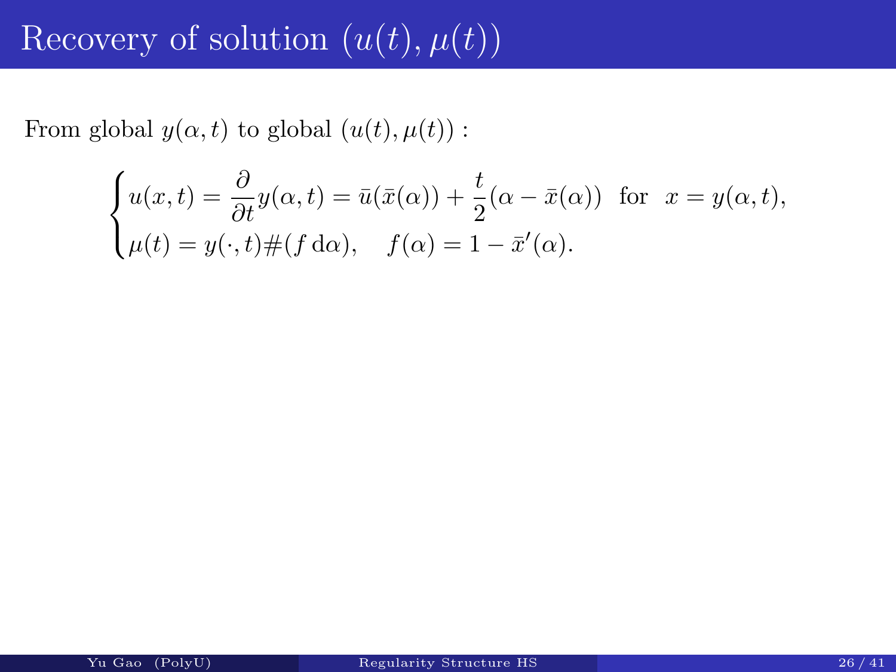# Recovery of solution $(u(t), \mu(t))$

From global $y(\alpha, t)$ to global $(u(t), \mu(t))$ :

$$
\begin{cases}
u(x,t) = \dfrac{\partial}{\partial t} y(\alpha, t) = \bar{u}(\bar{x}(\alpha)) + \dfrac{t}{2}(\alpha - \bar{x}(\alpha)) \ \text{ for } \ x = y(\alpha, t), \\
\mu(t) = y(\cdot, t)\#(f \, \mathrm{d}\alpha), \quad f(\alpha) = 1 - \bar{x}'(\alpha).
\end{cases}
$$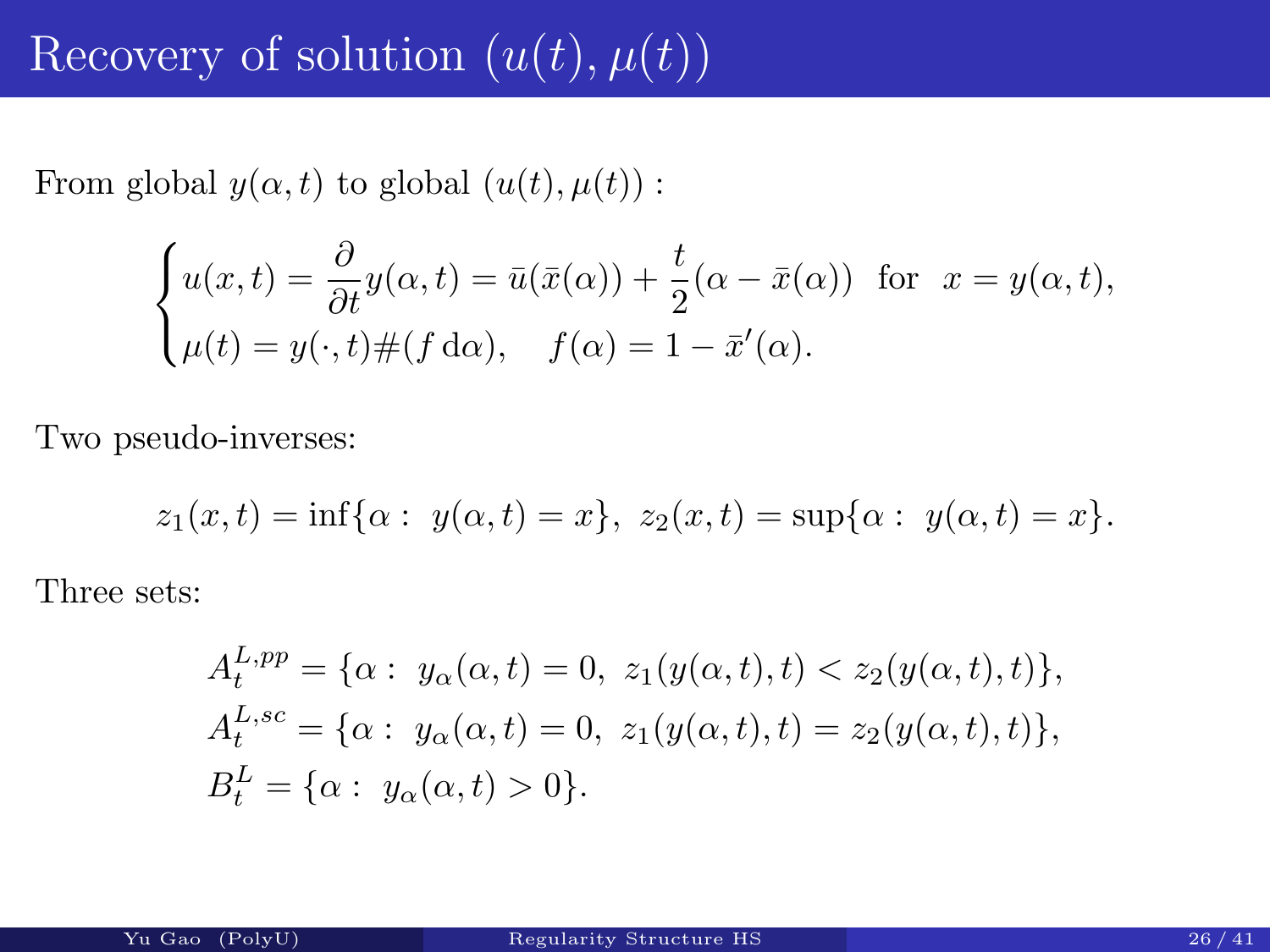# Recovery of solution $(u(t), \mu(t))$

From global $y(\alpha, t)$ to global $(u(t), \mu(t))$ :

$$
\begin{cases}
u(x,t) = \dfrac{\partial}{\partial t} y(\alpha, t) = \bar{u}(\bar{x}(\alpha)) + \dfrac{t}{2}(\alpha - \bar{x}(\alpha)) \ \text{ for } \ x = y(\alpha, t), \\
\mu(t) = y(\cdot, t)\#(f \, \mathrm{d}\alpha), \quad f(\alpha) = 1 - \bar{x}'(\alpha).
\end{cases}
$$

Two pseudo-inverses:

$$
z_1(x,t) = \inf\{\alpha : \ y(\alpha, t) = x\}, \ z_2(x,t) = \sup\{\alpha : \ y(\alpha, t) = x\}.
$$

Three sets:

$$
\begin{aligned}
A_t^{L,pp} &= \{\alpha : \ y_\alpha(\alpha, t) = 0, \ z_1(y(\alpha,t),t) < z_2(y(\alpha,t),t)\}, \\
A_t^{L,sc} &= \{\alpha : \ y_\alpha(\alpha, t) = 0, \ z_1(y(\alpha,t),t) = z_2(y(\alpha,t),t)\}, \\
B_t^L &= \{\alpha : \ y_\alpha(\alpha, t) > 0\}.
\end{aligned}
$$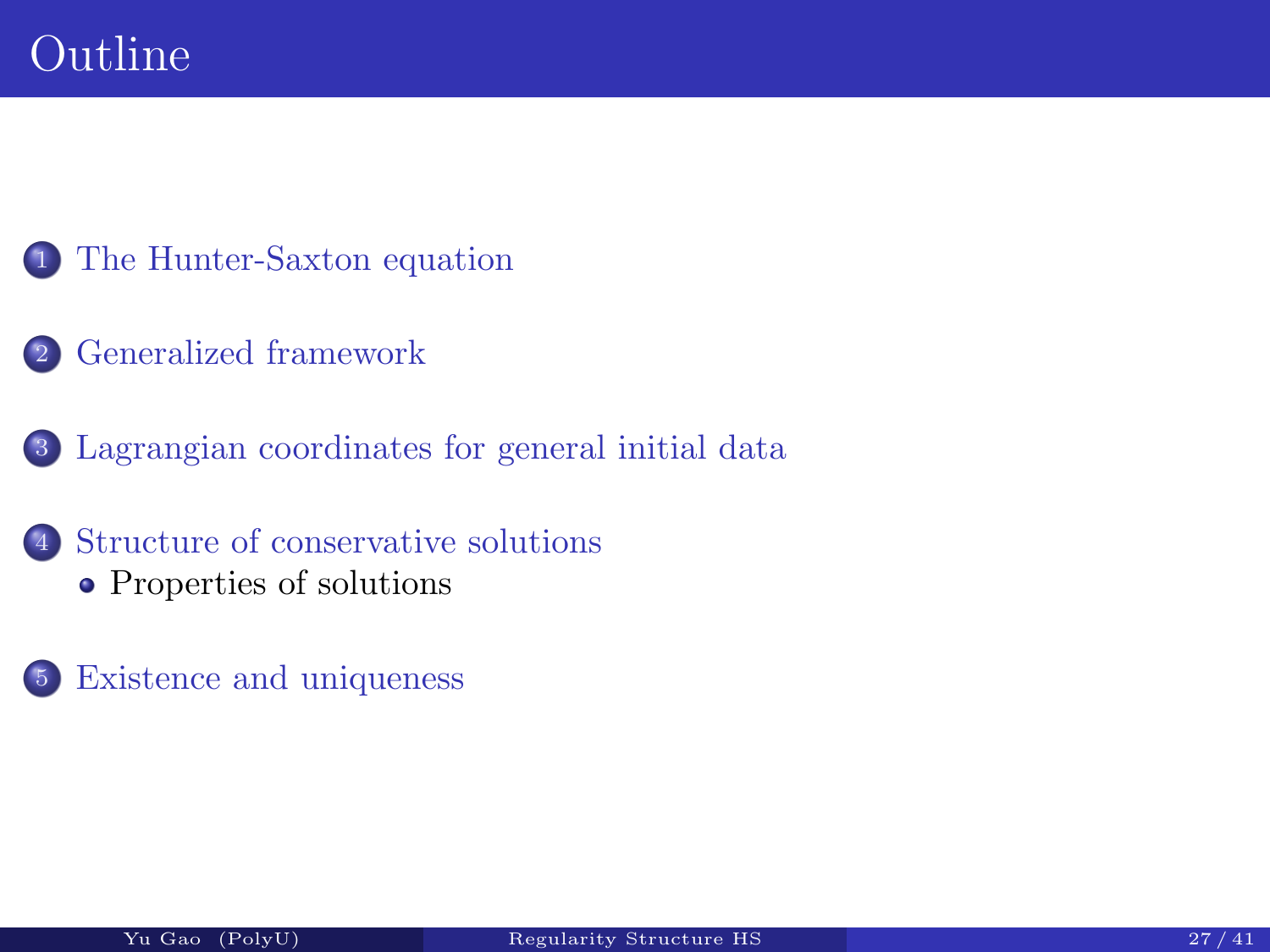# Outline

1. The Hunter-Saxton equation
2. Generalized framework
3. Lagrangian coordinates for general initial data
4. Structure of conservative solutions
   - Properties of solutions
5. Existence and uniqueness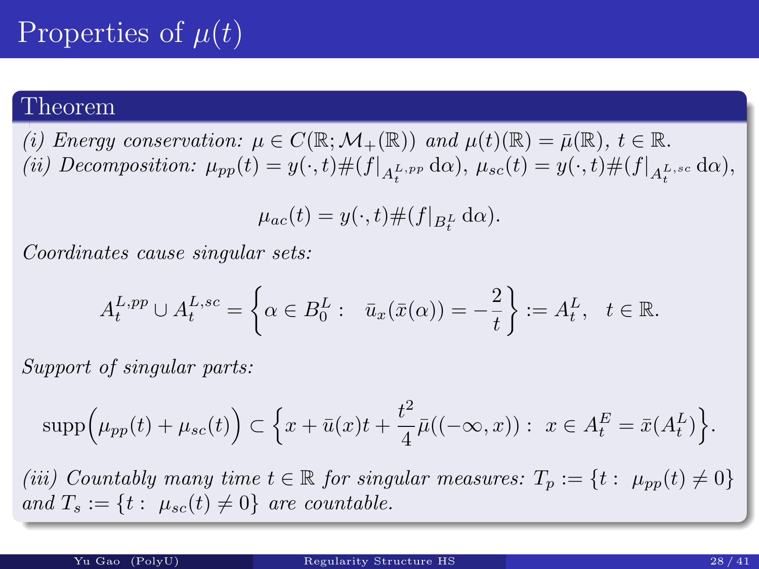# Properties of $\mu(t)$

**Theorem**

*(i) Energy conservation:* $\mu \in C(\mathbb{R}; \mathcal{M}_+(\mathbb{R}))$ *and* $\mu(t)(\mathbb{R}) = \bar{\mu}(\mathbb{R})$, $t \in \mathbb{R}$.
*(ii) Decomposition:* $\mu_{pp}(t) = y(\cdot,t)\#(f|_{A_t^{L,pp}}\,\mathrm{d}\alpha)$, $\mu_{sc}(t) = y(\cdot,t)\#(f|_{A_t^{L,sc}}\,\mathrm{d}\alpha)$,

$$\mu_{ac}(t) = y(\cdot,t)\#(f|_{B_t^L}\,\mathrm{d}\alpha).$$

*Coordinates cause singular sets:*

$$A_t^{L,pp} \cup A_t^{L,sc} = \left\{\alpha \in B_0^L: \quad \bar{u}_x(\bar{x}(\alpha)) = -\frac{2}{t}\right\} := A_t^L, \quad t \in \mathbb{R}.$$

*Support of singular parts:*

$$\operatorname{supp}\Big(\mu_{pp}(t) + \mu_{sc}(t)\Big) \subset \left\{x + \bar{u}(x)t + \frac{t^2}{4}\bar{\mu}((-\infty,x)):\ x \in A_t^E = \bar{x}(A_t^L)\right\}.$$

*(iii) Countably many time* $t \in \mathbb{R}$ *for singular measures:* $T_p := \{t:\ \mu_{pp}(t) \neq 0\}$ *and* $T_s := \{t:\ \mu_{sc}(t) \neq 0\}$ *are countable.*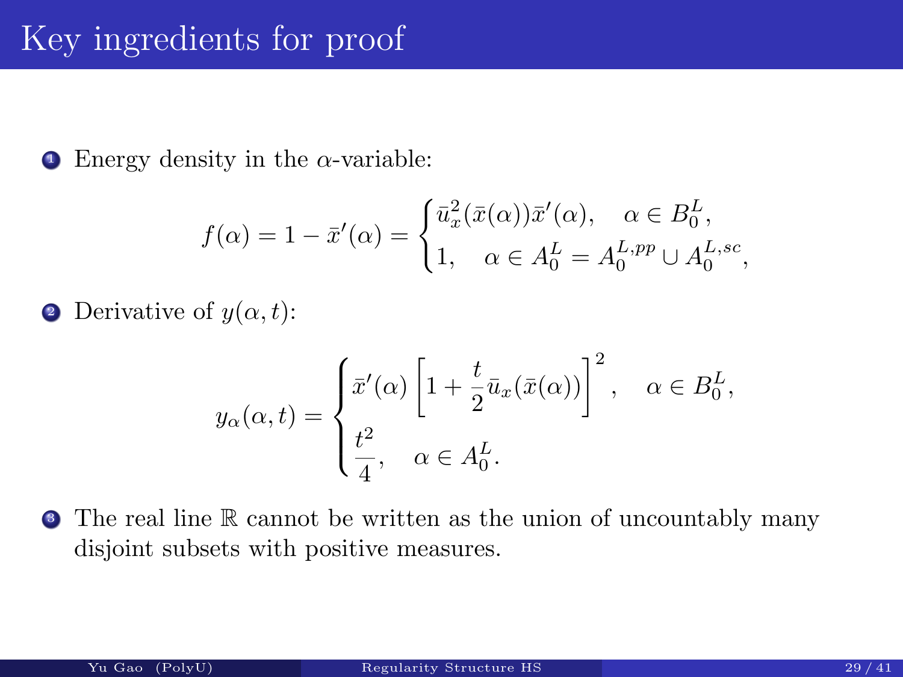# Key ingredients for proof

1. Energy density in the $\alpha$-variable:

$$f(\alpha) = 1 - \bar{x}'(\alpha) = \begin{cases} \bar{u}_x^2(\bar{x}(\alpha))\bar{x}'(\alpha), & \alpha \in B_0^L, \\ 1, \quad \alpha \in A_0^L = A_0^{L,pp} \cup A_0^{L,sc}, \end{cases}$$

2. Derivative of $y(\alpha, t)$:

$$y_\alpha(\alpha, t) = \begin{cases} \bar{x}'(\alpha) \left[1 + \frac{t}{2}\bar{u}_x(\bar{x}(\alpha))\right]^2, & \alpha \in B_0^L, \\ \frac{t^2}{4}, \quad \alpha \in A_0^L. \end{cases}$$

3. The real line $\mathbb{R}$ cannot be written as the union of uncountably many disjoint subsets with positive measures.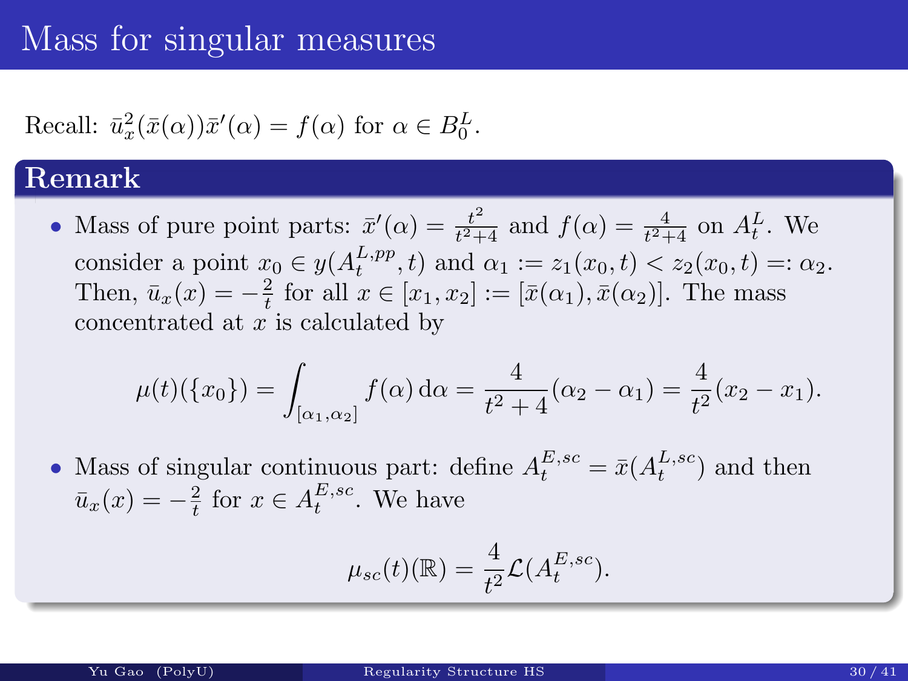# Mass for singular measures

Recall: $\bar{u}_x^2(\bar{x}(\alpha))\bar{x}'(\alpha) = f(\alpha)$ for $\alpha \in B_0^L$.

## Remark

- Mass of pure point parts: $\bar{x}'(\alpha) = \frac{t^2}{t^2+4}$ and $f(\alpha) = \frac{4}{t^2+4}$ on $A_t^L$. We consider a point $x_0 \in y(A_t^{L,pp}, t)$ and $\alpha_1 := z_1(x_0,t) < z_2(x_0,t) =: \alpha_2$. Then, $\bar{u}_x(x) = -\frac{2}{t}$ for all $x \in [x_1, x_2] := [\bar{x}(\alpha_1), \bar{x}(\alpha_2)]$. The mass concentrated at $x$ is calculated by

$$\mu(t)(\{x_0\}) = \int_{[\alpha_1,\alpha_2]} f(\alpha)\,\mathrm{d}\alpha = \frac{4}{t^2+4}(\alpha_2 - \alpha_1) = \frac{4}{t^2}(x_2 - x_1).$$

- Mass of singular continuous part: define $A_t^{E,sc} = \bar{x}(A_t^{L,sc})$ and then $\bar{u}_x(x) = -\frac{2}{t}$ for $x \in A_t^{E,sc}$. We have

$$\mu_{sc}(t)(\mathbb{R}) = \frac{4}{t^2}\mathcal{L}(A_t^{E,sc}).$$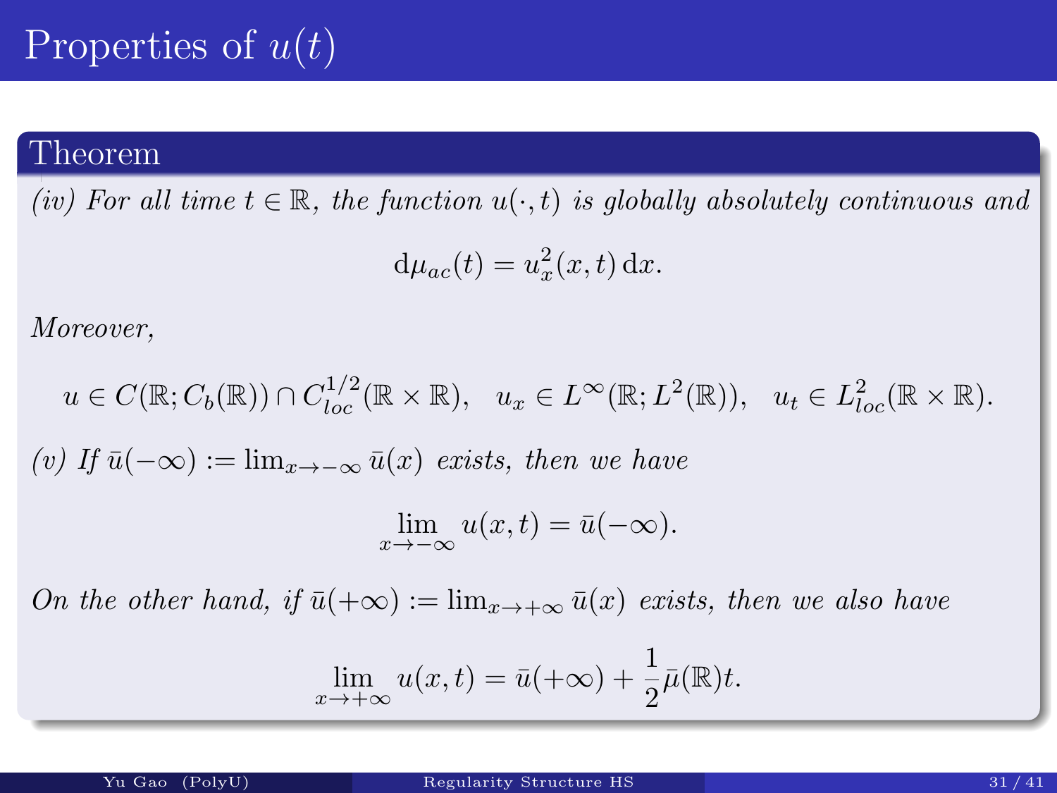# Properties of $u(t)$

## Theorem

*(iv) For all time $t \in \mathbb{R}$, the function $u(\cdot, t)$ is globally absolutely continuous and*

$$\mathrm{d}\mu_{ac}(t) = u_x^2(x,t)\,\mathrm{d}x.$$

*Moreover,*

$$u \in C(\mathbb{R}; C_b(\mathbb{R})) \cap C^{1/2}_{loc}(\mathbb{R}\times\mathbb{R}), \quad u_x \in L^\infty(\mathbb{R}; L^2(\mathbb{R})), \quad u_t \in L^2_{loc}(\mathbb{R}\times\mathbb{R}).$$

*(v) If $\bar{u}(-\infty) := \lim_{x\to-\infty} \bar{u}(x)$ exists, then we have*

$$\lim_{x\to-\infty} u(x,t) = \bar{u}(-\infty).$$

*On the other hand, if $\bar{u}(+\infty) := \lim_{x\to+\infty} \bar{u}(x)$ exists, then we also have*

$$\lim_{x\to+\infty} u(x,t) = \bar{u}(+\infty) + \frac{1}{2}\bar{\mu}(\mathbb{R})t.$$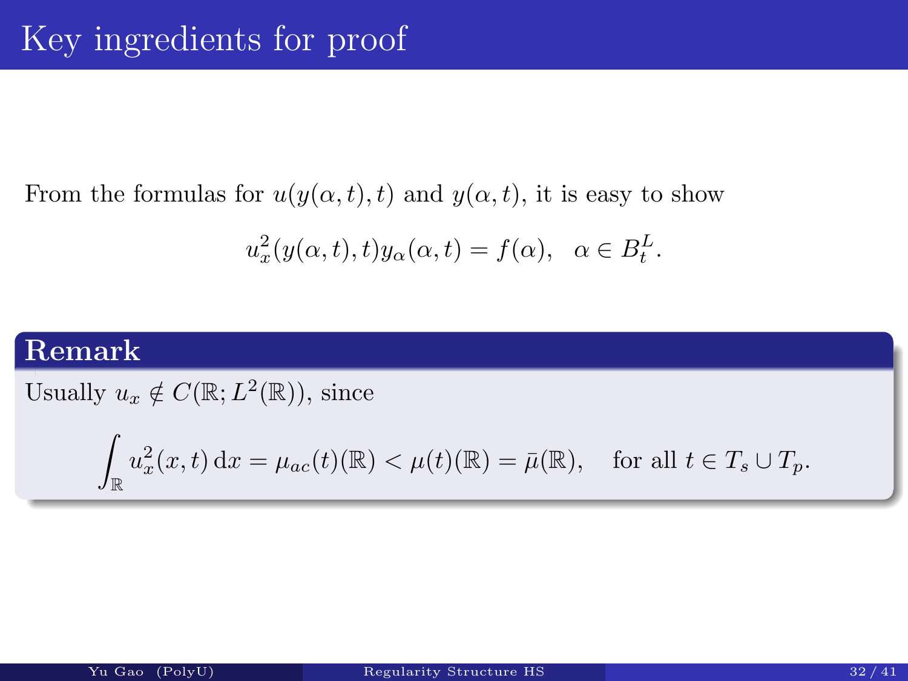# Key ingredients for proof

From the formulas for $u(y(\alpha,t),t)$ and $y(\alpha,t)$, it is easy to show

$$u_x^2(y(\alpha,t),t)y_\alpha(\alpha,t) = f(\alpha), \quad \alpha \in B_t^L.$$

## Remark

Usually $u_x \notin C(\mathbb{R}; L^2(\mathbb{R}))$, since

$$\int_{\mathbb{R}} u_x^2(x,t)\,\mathrm{d}x = \mu_{ac}(t)(\mathbb{R}) < \mu(t)(\mathbb{R}) = \bar{\mu}(\mathbb{R}), \quad \text{for all } t \in T_s \cup T_p.$$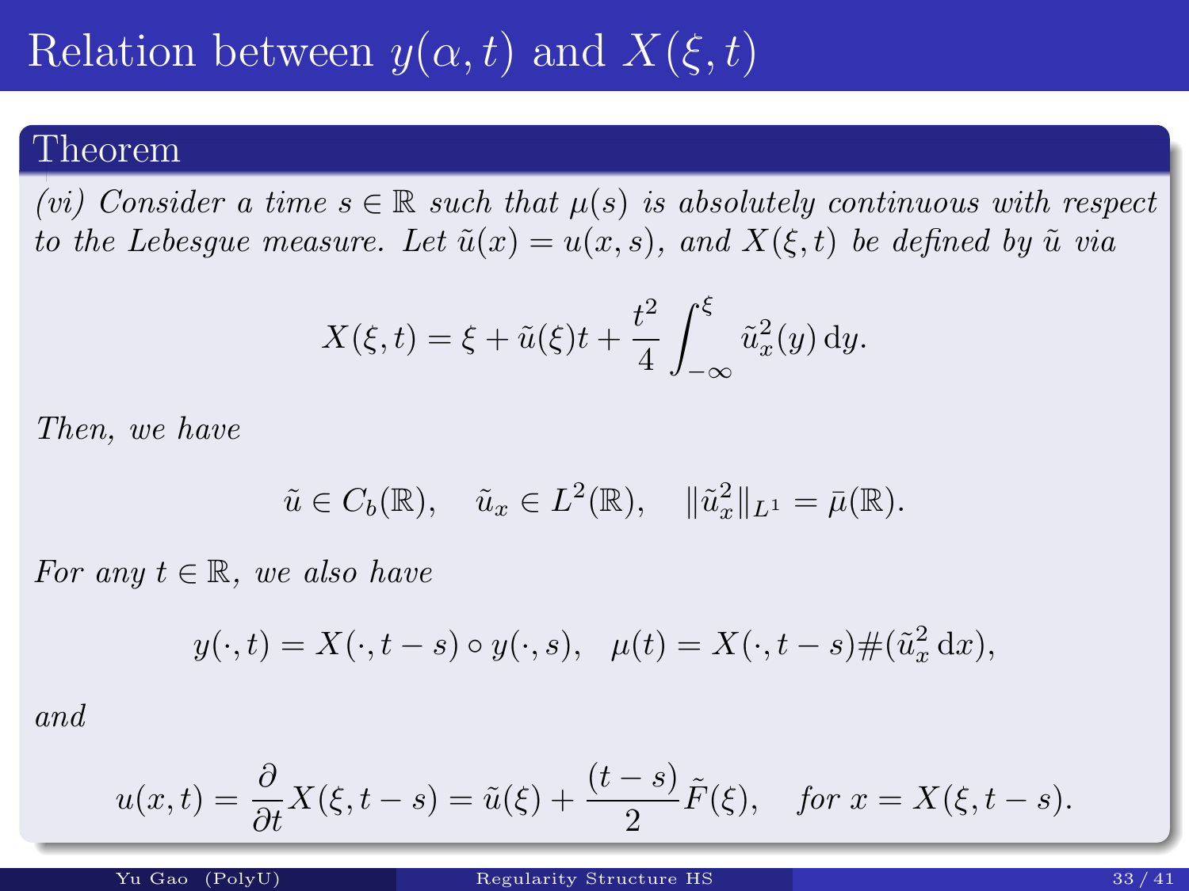# Relation between $y(\alpha, t)$ and $X(\xi, t)$

## Theorem

*(vi) Consider a time $s \in \mathbb{R}$ such that $\mu(s)$ is absolutely continuous with respect to the Lebesgue measure. Let $\tilde{u}(x) = u(x, s)$, and $X(\xi, t)$ be defined by $\tilde{u}$ via*

$$X(\xi, t) = \xi + \tilde{u}(\xi)t + \frac{t^2}{4} \int_{-\infty}^{\xi} \tilde{u}_x^2(y)\,\mathrm{d}y.$$

*Then, we have*

$$\tilde{u} \in C_b(\mathbb{R}), \quad \tilde{u}_x \in L^2(\mathbb{R}), \quad \|\tilde{u}_x^2\|_{L^1} = \bar{\mu}(\mathbb{R}).$$

*For any $t \in \mathbb{R}$, we also have*

$$y(\cdot, t) = X(\cdot, t - s) \circ y(\cdot, s), \quad \mu(t) = X(\cdot, t - s)\#(\tilde{u}_x^2\,\mathrm{d}x),$$

*and*

$$u(x, t) = \frac{\partial}{\partial t} X(\xi, t - s) = \tilde{u}(\xi) + \frac{(t - s)}{2} \tilde{F}(\xi), \quad \textit{for } x = X(\xi, t - s).$$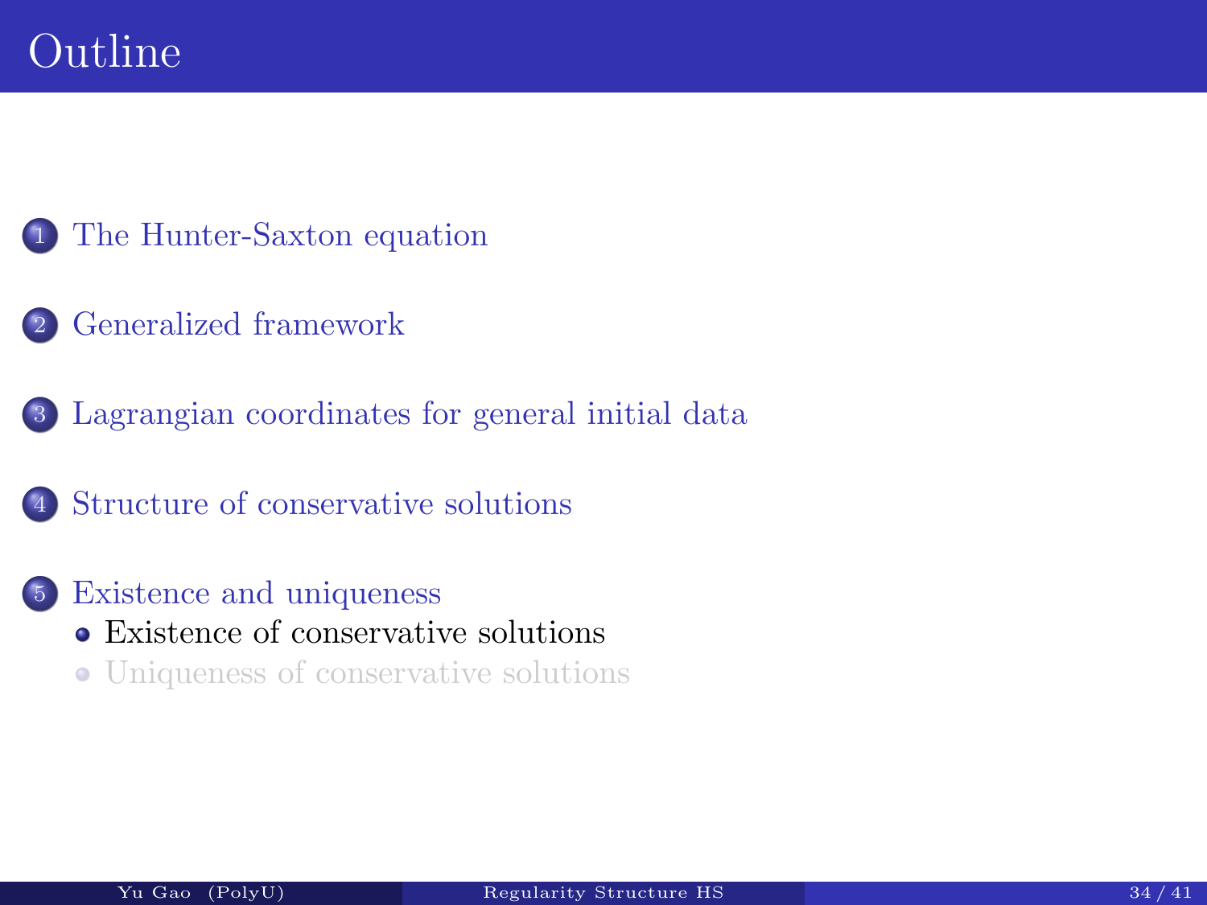# Outline

1. The Hunter-Saxton equation
2. Generalized framework
3. Lagrangian coordinates for general initial data
4. Structure of conservative solutions
5. Existence and uniqueness
   - Existence of conservative solutions
   - Uniqueness of conservative solutions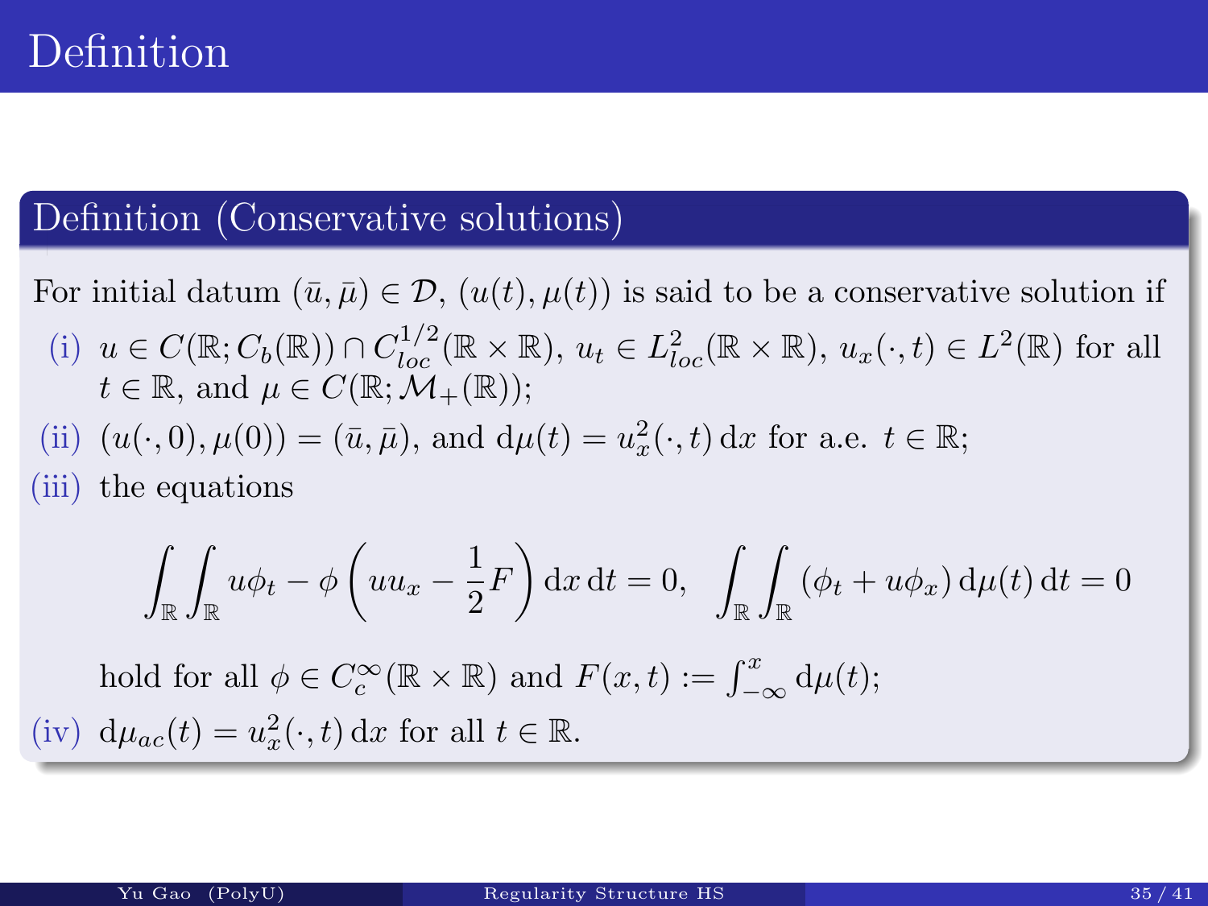# Definition

## Definition (Conservative solutions)

For initial datum $(\bar{u}, \bar{\mu}) \in \mathcal{D}$, $(u(t), \mu(t))$ is said to be a conservative solution if

(i) $u \in C(\mathbb{R}; C_b(\mathbb{R})) \cap C^{1/2}_{loc}(\mathbb{R} \times \mathbb{R})$, $u_t \in L^2_{loc}(\mathbb{R} \times \mathbb{R})$, $u_x(\cdot, t) \in L^2(\mathbb{R})$ for all $t \in \mathbb{R}$, and $\mu \in C(\mathbb{R}; \mathcal{M}_+(\mathbb{R}))$;

(ii) $(u(\cdot, 0), \mu(0)) = (\bar{u}, \bar{\mu})$, and $\mathrm{d}\mu(t) = u_x^2(\cdot, t)\, \mathrm{d}x$ for a.e. $t \in \mathbb{R}$;

(iii) the equations

$$\int_{\mathbb{R}} \int_{\mathbb{R}} u\phi_t - \phi\left(uu_x - \frac{1}{2}F\right) \mathrm{d}x\, \mathrm{d}t = 0, \quad \int_{\mathbb{R}} \int_{\mathbb{R}} (\phi_t + u\phi_x)\, \mathrm{d}\mu(t)\, \mathrm{d}t = 0$$

hold for all $\phi \in C_c^\infty(\mathbb{R} \times \mathbb{R})$ and $F(x, t) := \int_{-\infty}^{x} \mathrm{d}\mu(t)$;

(iv) $\mathrm{d}\mu_{ac}(t) = u_x^2(\cdot, t)\, \mathrm{d}x$ for all $t \in \mathbb{R}$.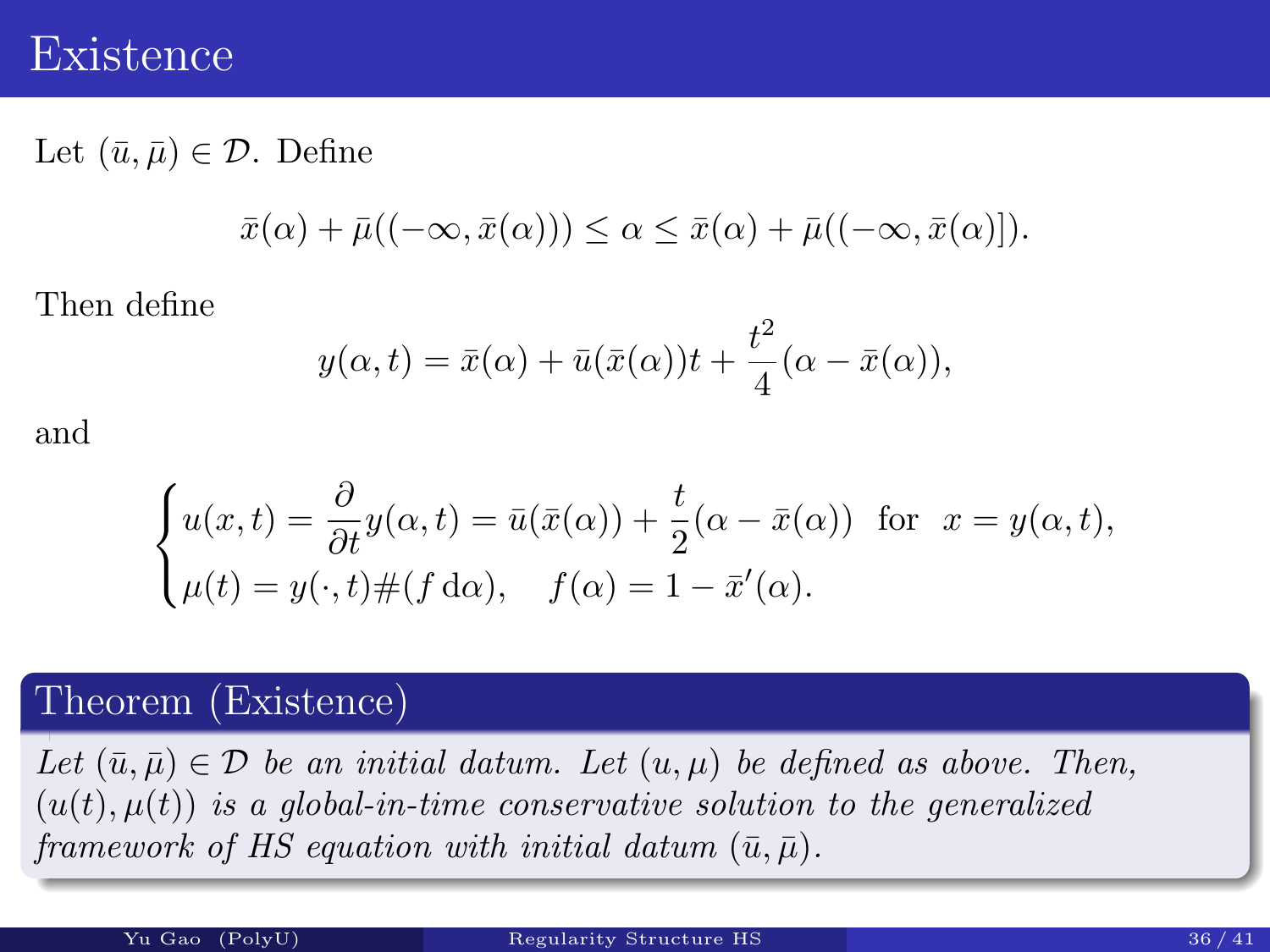# Existence

Let $(\bar{u}, \bar{\mu}) \in \mathcal{D}$. Define

$$\bar{x}(\alpha) + \bar{\mu}((-\infty, \bar{x}(\alpha))) \leq \alpha \leq \bar{x}(\alpha) + \bar{\mu}((-\infty, \bar{x}(\alpha)]).$$

Then define

$$y(\alpha, t) = \bar{x}(\alpha) + \bar{u}(\bar{x}(\alpha))t + \frac{t^2}{4}(\alpha - \bar{x}(\alpha)),$$

and

$$\begin{cases} u(x,t) = \dfrac{\partial}{\partial t} y(\alpha, t) = \bar{u}(\bar{x}(\alpha)) + \dfrac{t}{2}(\alpha - \bar{x}(\alpha)) \;\; \text{for} \;\; x = y(\alpha, t), \\ \mu(t) = y(\cdot, t)\#(f \,\mathrm{d}\alpha), \quad f(\alpha) = 1 - \bar{x}'(\alpha). \end{cases}$$

**Theorem (Existence)**

*Let $(\bar{u}, \bar{\mu}) \in \mathcal{D}$ be an initial datum. Let $(u, \mu)$ be defined as above. Then, $(u(t), \mu(t))$ is a global-in-time conservative solution to the generalized framework of HS equation with initial datum $(\bar{u}, \bar{\mu})$.*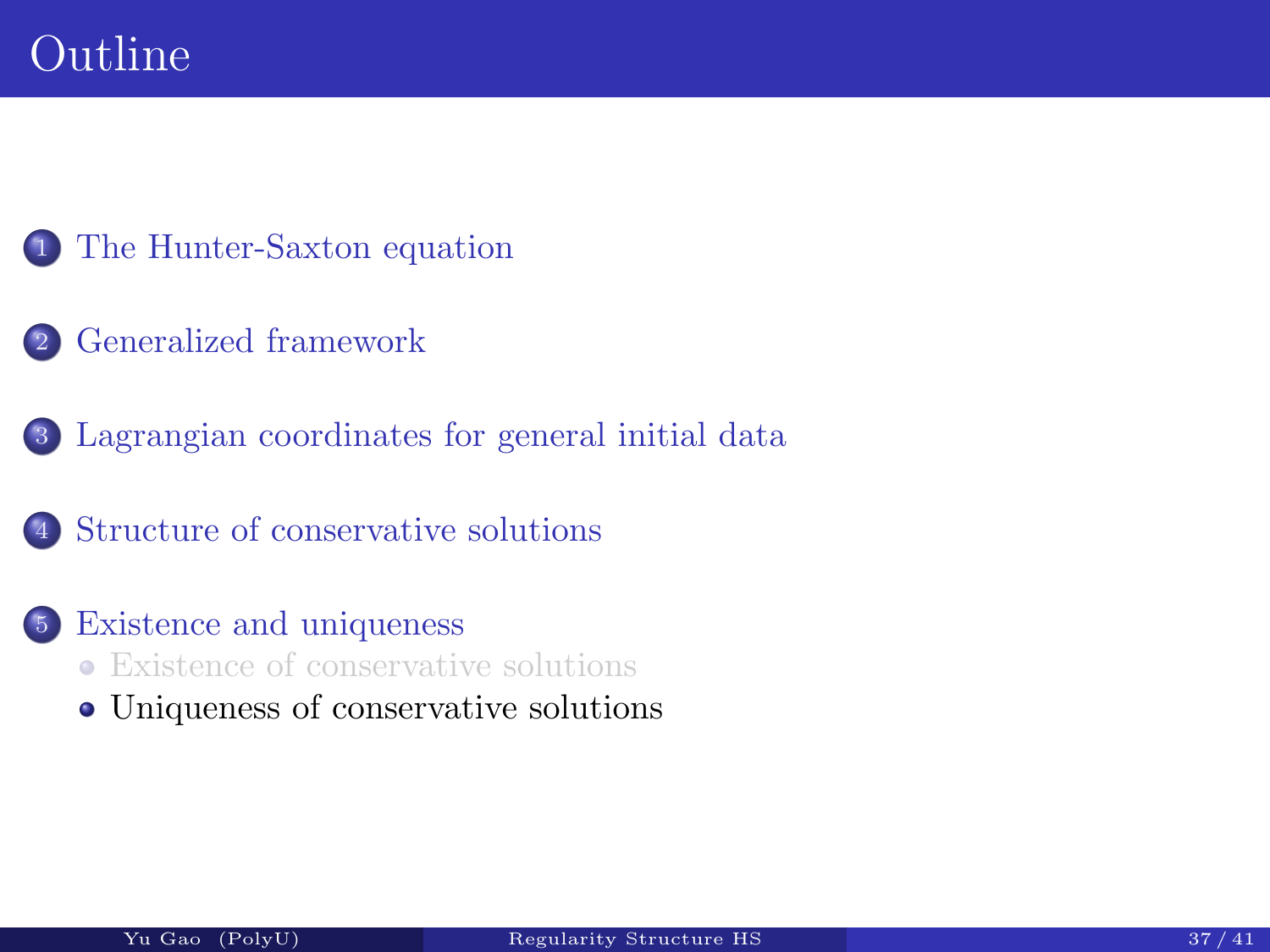# Outline

1. The Hunter-Saxton equation
2. Generalized framework
3. Lagrangian coordinates for general initial data
4. Structure of conservative solutions
5. Existence and uniqueness
   - Existence of conservative solutions
   - Uniqueness of conservative solutions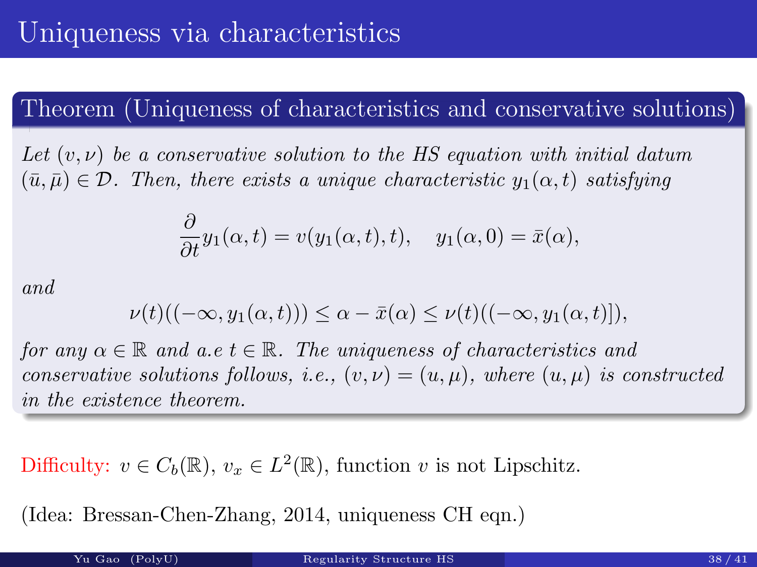# Uniqueness via characteristics

**Theorem (Uniqueness of characteristics and conservative solutions)**

*Let $(v, \nu)$ be a conservative solution to the HS equation with initial datum $(\bar{u}, \bar{\mu}) \in \mathcal{D}$. Then, there exists a unique characteristic $y_1(\alpha, t)$ satisfying*

$$\frac{\partial}{\partial t} y_1(\alpha, t) = v(y_1(\alpha, t), t), \quad y_1(\alpha, 0) = \bar{x}(\alpha),$$

*and*

$$\nu(t)((-\infty, y_1(\alpha, t))) \leq \alpha - \bar{x}(\alpha) \leq \nu(t)((-\infty, y_1(\alpha, t)]),$$

*for any $\alpha \in \mathbb{R}$ and a.e $t \in \mathbb{R}$. The uniqueness of characteristics and conservative solutions follows, i.e., $(v, \nu) = (u, \mu)$, where $(u, \mu)$ is constructed in the existence theorem.*

Difficulty: $v \in C_b(\mathbb{R})$, $v_x \in L^2(\mathbb{R})$, function $v$ is not Lipschitz.

(Idea: Bressan-Chen-Zhang, 2014, uniqueness CH eqn.)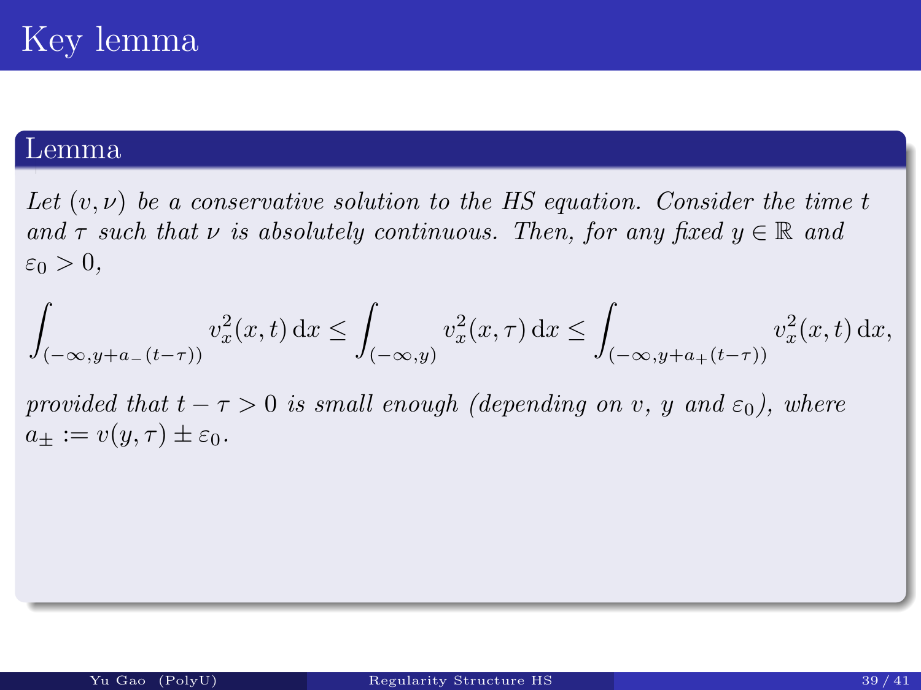# Key lemma

**Lemma**

*Let $(v, \nu)$ be a conservative solution to the HS equation. Consider the time $t$ and $\tau$ such that $\nu$ is absolutely continuous. Then, for any fixed $y \in \mathbb{R}$ and $\varepsilon_0 > 0$,*

$$\int_{(-\infty, y+a_-(t-\tau))} v_x^2(x,t)\,\mathrm{d}x \le \int_{(-\infty, y)} v_x^2(x,\tau)\,\mathrm{d}x \le \int_{(-\infty, y+a_+(t-\tau))} v_x^2(x,t)\,\mathrm{d}x,$$

*provided that $t - \tau > 0$ is small enough (depending on $v$, $y$ and $\varepsilon_0$), where $a_\pm := v(y,\tau) \pm \varepsilon_0$.*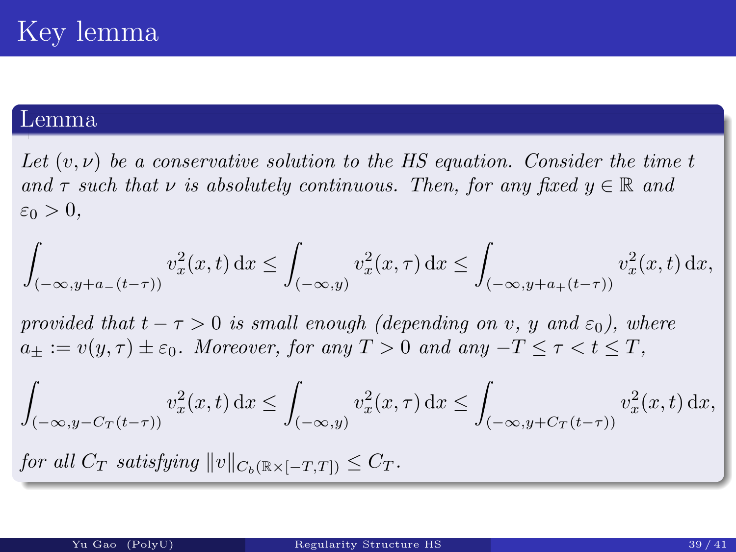# Key lemma

**Lemma**

*Let $(v, \nu)$ be a conservative solution to the HS equation. Consider the time $t$ and $\tau$ such that $\nu$ is absolutely continuous. Then, for any fixed $y \in \mathbb{R}$ and $\varepsilon_0 > 0$,*

$$\int_{(-\infty, y+a_-(t-\tau))} v_x^2(x,t)\,\mathrm{d}x \le \int_{(-\infty,y)} v_x^2(x,\tau)\,\mathrm{d}x \le \int_{(-\infty, y+a_+(t-\tau))} v_x^2(x,t)\,\mathrm{d}x,$$

*provided that $t - \tau > 0$ is small enough (depending on $v$, $y$ and $\varepsilon_0$), where $a_\pm := v(y,\tau) \pm \varepsilon_0$. Moreover, for any $T > 0$ and any $-T \le \tau < t \le T$,*

$$\int_{(-\infty, y-C_T(t-\tau))} v_x^2(x,t)\,\mathrm{d}x \le \int_{(-\infty,y)} v_x^2(x,\tau)\,\mathrm{d}x \le \int_{(-\infty, y+C_T(t-\tau))} v_x^2(x,t)\,\mathrm{d}x,$$

*for all $C_T$ satisfying $\|v\|_{C_b(\mathbb{R}\times[-T,T])} \le C_T$.*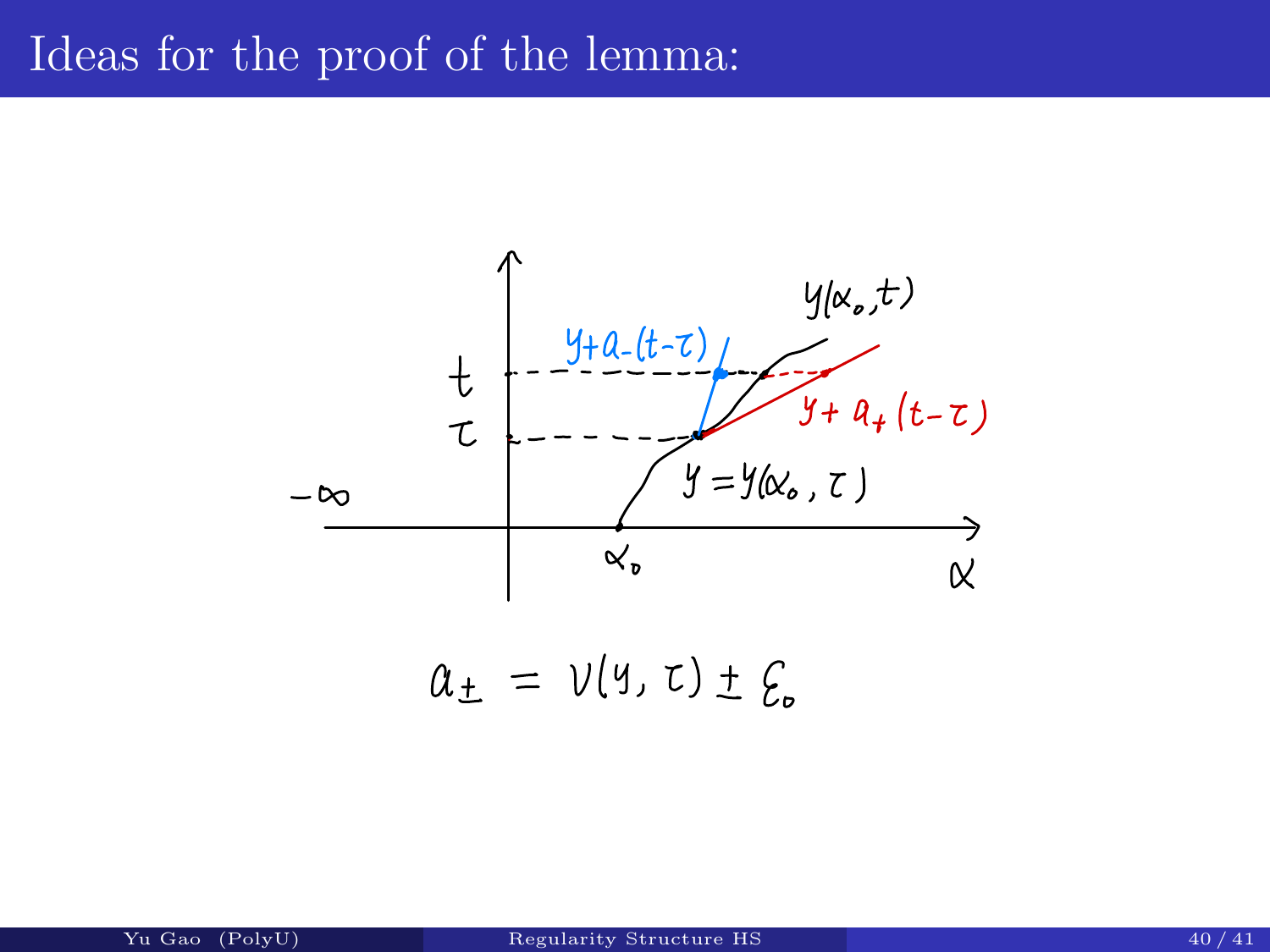# Ideas for the proof of the lemma:

$$a_{\pm} = v(y, \tau) \pm \varepsilon_0$$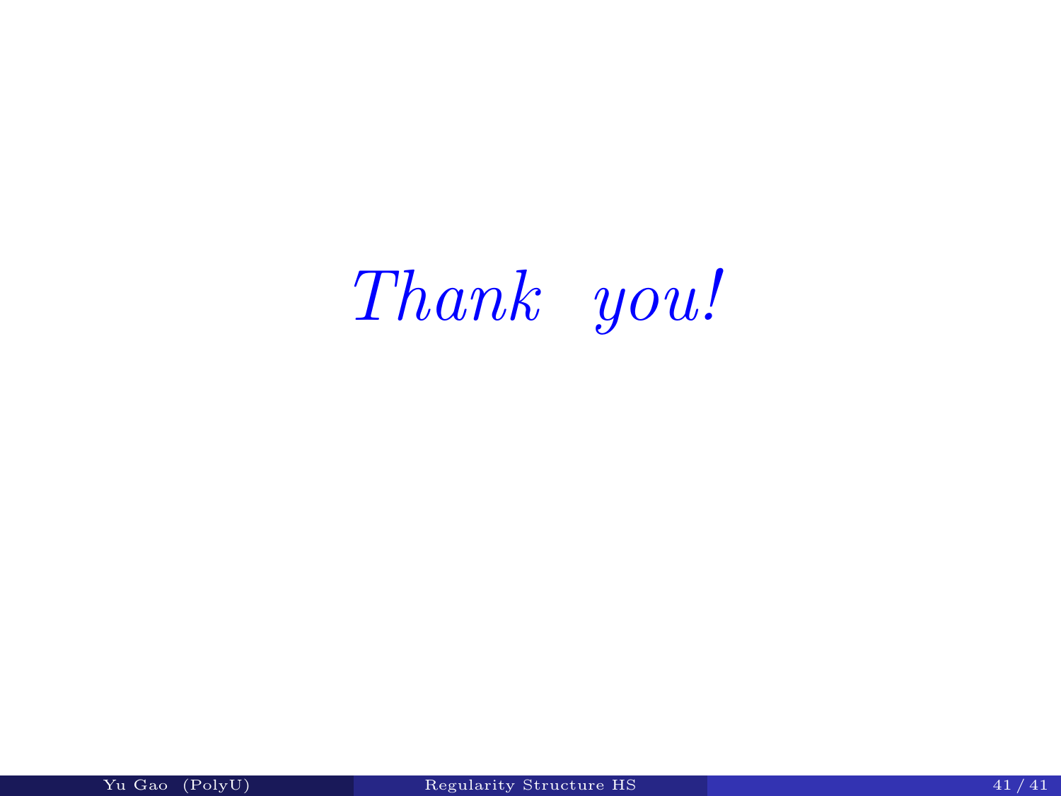*Thank you!*